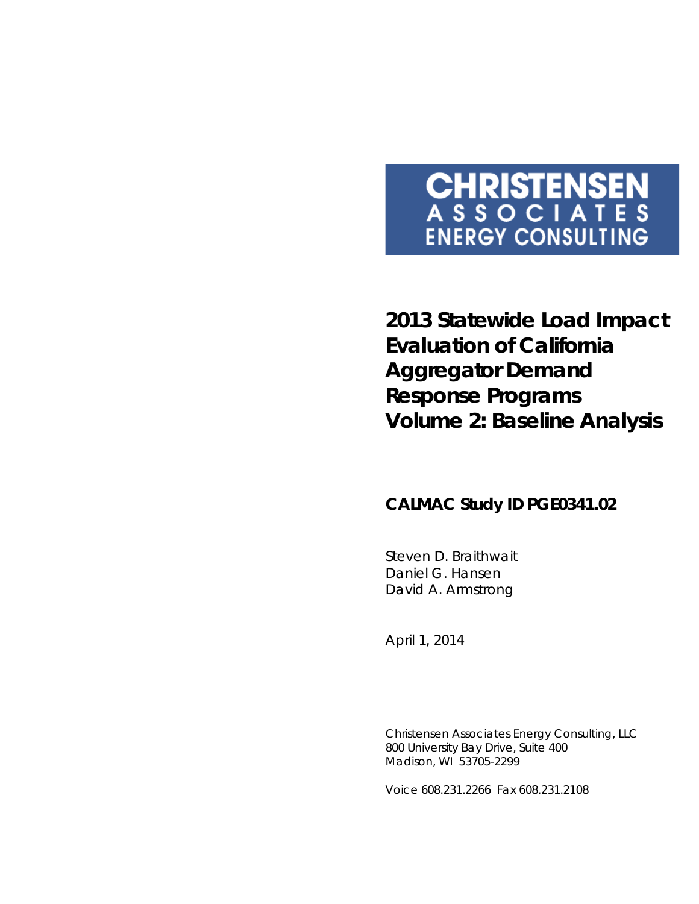**CHRISTENSEN**
**ASSOCIATES**
**ENERGY CONSULTING**

# 2013 Statewide Load Impact Evaluation of California Aggregator Demand Response Programs Volume 2: Baseline Analysis

**CALMAC Study ID PGE0341.02**

Steven D. Braithwait
Daniel G. Hansen
David A. Armstrong

April 1, 2014

Christensen Associates Energy Consulting, LLC
800 University Bay Drive, Suite 400
Madison, WI 53705-2299

Voice 608.231.2266 Fax 608.231.2108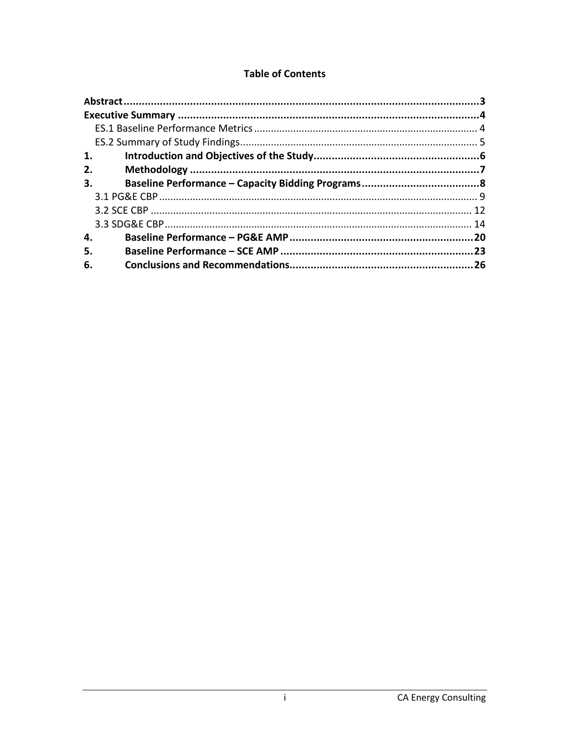**Table of Contents**

**Abstract** .......... **3**

**Executive Summary** .......... **4**

- ES.1 Baseline Performance Metrics .......... 4
- ES.2 Summary of Study Findings .......... 5

**1. Introduction and Objectives of the Study** .......... **6**

**2. Methodology** .......... **7**

**3. Baseline Performance – Capacity Bidding Programs** .......... **8**

- 3.1 PG&E CBP .......... 9
- 3.2 SCE CBP .......... 12
- 3.3 SDG&E CBP .......... 14

**4. Baseline Performance – PG&E AMP** .......... **20**

**5. Baseline Performance – SCE AMP** .......... **23**

**6. Conclusions and Recommendations** .......... **26**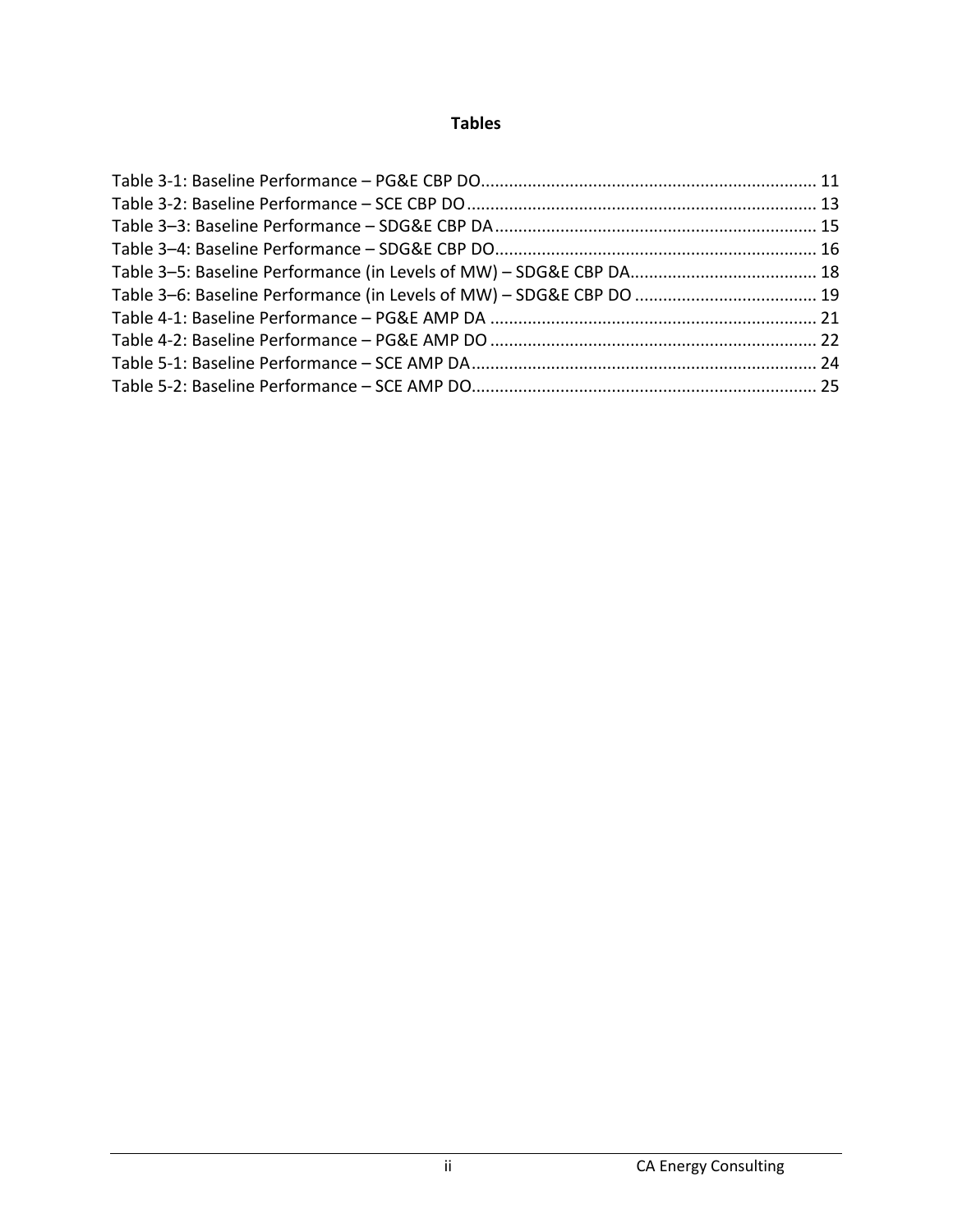# Tables

Table 3-1: Baseline Performance – PG&E CBP DO........................................................................ 11
Table 3-2: Baseline Performance – SCE CBP DO.......................................................................... 13
Table 3–3: Baseline Performance – SDG&E CBP DA..................................................................... 15
Table 3–4: Baseline Performance – SDG&E CBP DO..................................................................... 16
Table 3–5: Baseline Performance (in Levels of MW) – SDG&E CBP DA........................................ 18
Table 3–6: Baseline Performance (in Levels of MW) – SDG&E CBP DO ....................................... 19
Table 4-1: Baseline Performance – PG&E AMP DA ...................................................................... 21
Table 4-2: Baseline Performance – PG&E AMP DO ...................................................................... 22
Table 5-1: Baseline Performance – SCE AMP DA.......................................................................... 24
Table 5-2: Baseline Performance – SCE AMP DO.......................................................................... 25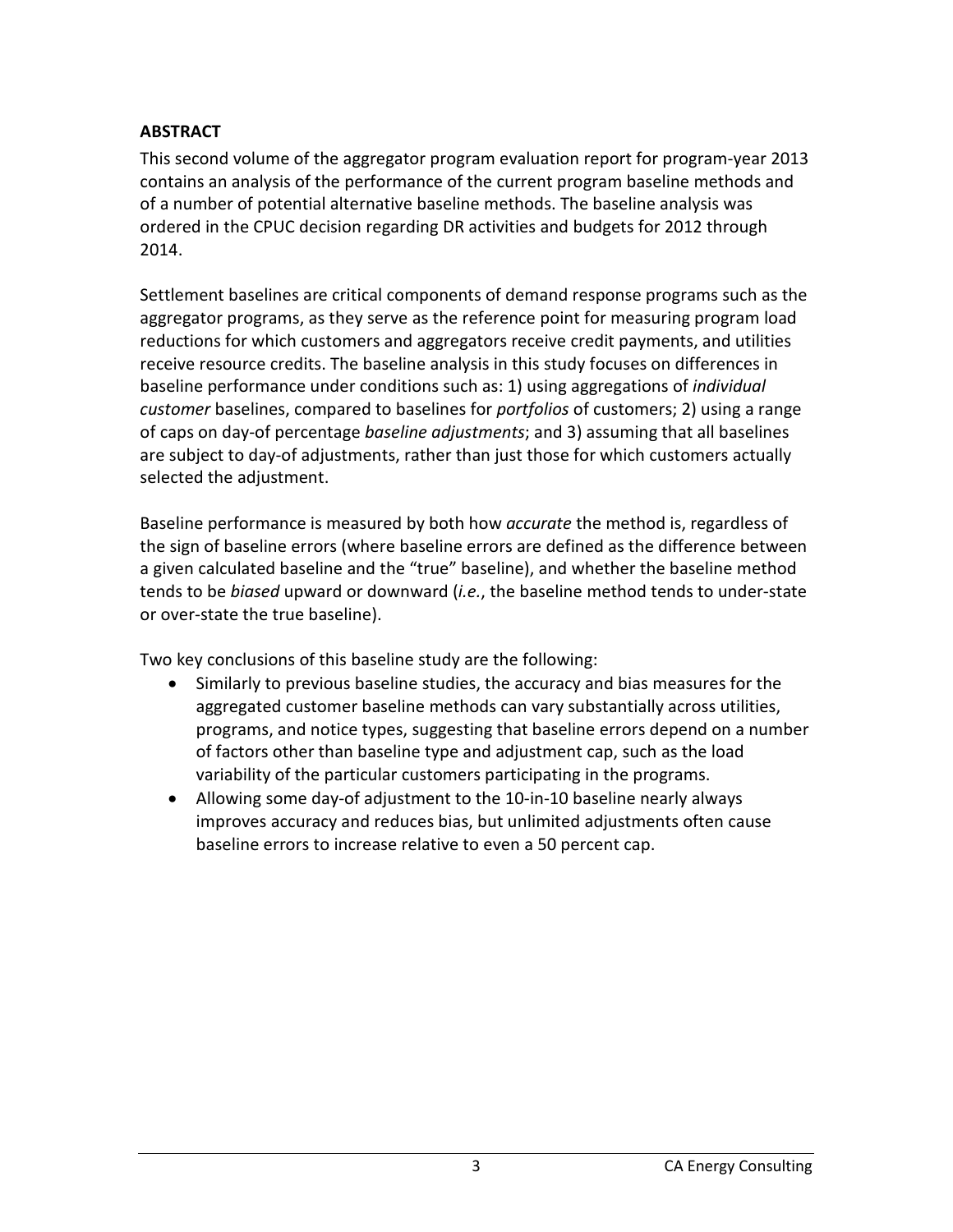## ABSTRACT

This second volume of the aggregator program evaluation report for program-year 2013 contains an analysis of the performance of the current program baseline methods and of a number of potential alternative baseline methods. The baseline analysis was ordered in the CPUC decision regarding DR activities and budgets for 2012 through 2014.

Settlement baselines are critical components of demand response programs such as the aggregator programs, as they serve as the reference point for measuring program load reductions for which customers and aggregators receive credit payments, and utilities receive resource credits. The baseline analysis in this study focuses on differences in baseline performance under conditions such as: 1) using aggregations of *individual customer* baselines, compared to baselines for *portfolios* of customers; 2) using a range of caps on day-of percentage *baseline adjustments*; and 3) assuming that all baselines are subject to day-of adjustments, rather than just those for which customers actually selected the adjustment.

Baseline performance is measured by both how *accurate* the method is, regardless of the sign of baseline errors (where baseline errors are defined as the difference between a given calculated baseline and the "true" baseline), and whether the baseline method tends to be *biased* upward or downward (*i.e.*, the baseline method tends to under-state or over-state the true baseline).

Two key conclusions of this baseline study are the following:

- Similarly to previous baseline studies, the accuracy and bias measures for the aggregated customer baseline methods can vary substantially across utilities, programs, and notice types, suggesting that baseline errors depend on a number of factors other than baseline type and adjustment cap, such as the load variability of the particular customers participating in the programs.
- Allowing some day-of adjustment to the 10-in-10 baseline nearly always improves accuracy and reduces bias, but unlimited adjustments often cause baseline errors to increase relative to even a 50 percent cap.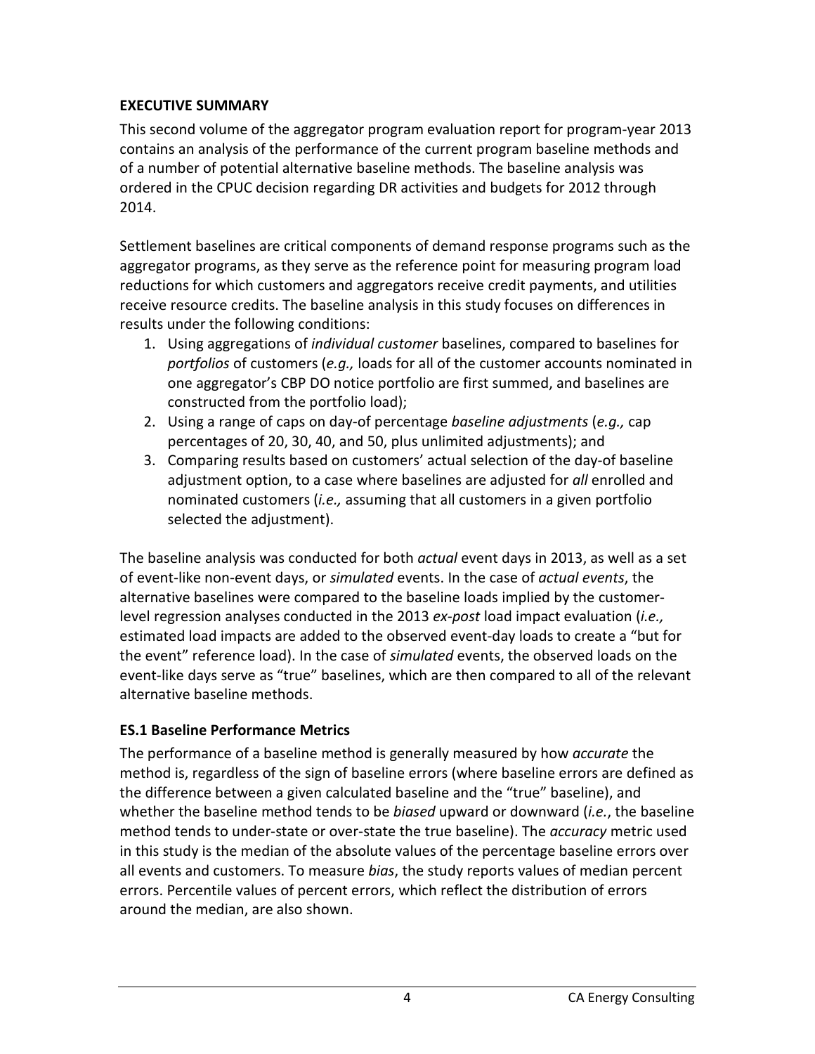## EXECUTIVE SUMMARY

This second volume of the aggregator program evaluation report for program-year 2013 contains an analysis of the performance of the current program baseline methods and of a number of potential alternative baseline methods. The baseline analysis was ordered in the CPUC decision regarding DR activities and budgets for 2012 through 2014.

Settlement baselines are critical components of demand response programs such as the aggregator programs, as they serve as the reference point for measuring program load reductions for which customers and aggregators receive credit payments, and utilities receive resource credits. The baseline analysis in this study focuses on differences in results under the following conditions:

1. Using aggregations of *individual customer* baselines, compared to baselines for *portfolios* of customers (*e.g.,* loads for all of the customer accounts nominated in one aggregator's CBP DO notice portfolio are first summed, and baselines are constructed from the portfolio load);
2. Using a range of caps on day-of percentage *baseline adjustments* (*e.g.,* cap percentages of 20, 30, 40, and 50, plus unlimited adjustments); and
3. Comparing results based on customers' actual selection of the day-of baseline adjustment option, to a case where baselines are adjusted for *all* enrolled and nominated customers (*i.e.,* assuming that all customers in a given portfolio selected the adjustment).

The baseline analysis was conducted for both *actual* event days in 2013, as well as a set of event-like non-event days, or *simulated* events. In the case of *actual events*, the alternative baselines were compared to the baseline loads implied by the customer-level regression analyses conducted in the 2013 *ex-post* load impact evaluation (*i.e.,* estimated load impacts are added to the observed event-day loads to create a "but for the event" reference load). In the case of *simulated* events, the observed loads on the event-like days serve as "true" baselines, which are then compared to all of the relevant alternative baseline methods.

### ES.1 Baseline Performance Metrics

The performance of a baseline method is generally measured by how *accurate* the method is, regardless of the sign of baseline errors (where baseline errors are defined as the difference between a given calculated baseline and the "true" baseline), and whether the baseline method tends to be *biased* upward or downward (*i.e.*, the baseline method tends to under-state or over-state the true baseline). The *accuracy* metric used in this study is the median of the absolute values of the percentage baseline errors over all events and customers. To measure *bias*, the study reports values of median percent errors. Percentile values of percent errors, which reflect the distribution of errors around the median, are also shown.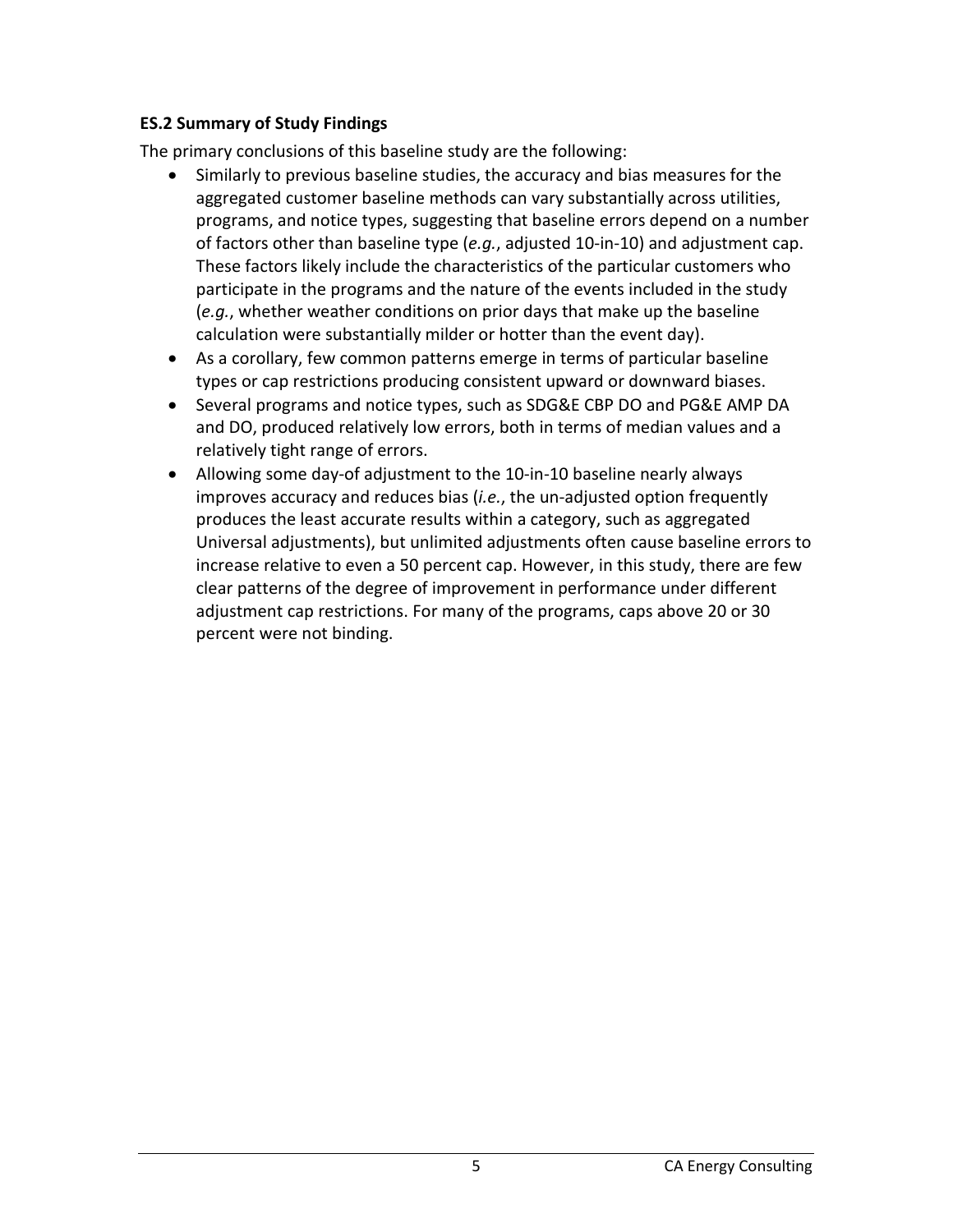### ES.2 Summary of Study Findings

The primary conclusions of this baseline study are the following:

- Similarly to previous baseline studies, the accuracy and bias measures for the aggregated customer baseline methods can vary substantially across utilities, programs, and notice types, suggesting that baseline errors depend on a number of factors other than baseline type (*e.g.*, adjusted 10-in-10) and adjustment cap. These factors likely include the characteristics of the particular customers who participate in the programs and the nature of the events included in the study (*e.g.*, whether weather conditions on prior days that make up the baseline calculation were substantially milder or hotter than the event day).
- As a corollary, few common patterns emerge in terms of particular baseline types or cap restrictions producing consistent upward or downward biases.
- Several programs and notice types, such as SDG&E CBP DO and PG&E AMP DA and DO, produced relatively low errors, both in terms of median values and a relatively tight range of errors.
- Allowing some day-of adjustment to the 10-in-10 baseline nearly always improves accuracy and reduces bias (*i.e.*, the un-adjusted option frequently produces the least accurate results within a category, such as aggregated Universal adjustments), but unlimited adjustments often cause baseline errors to increase relative to even a 50 percent cap. However, in this study, there are few clear patterns of the degree of improvement in performance under different adjustment cap restrictions. For many of the programs, caps above 20 or 30 percent were not binding.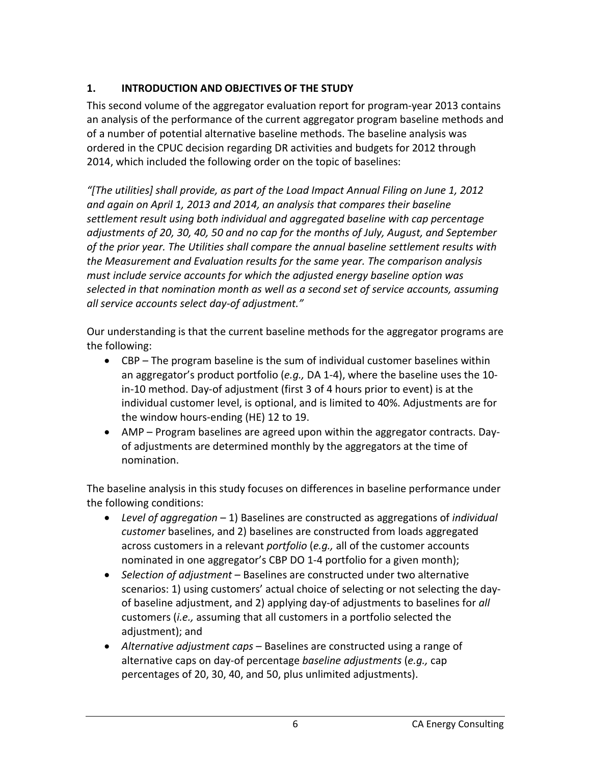## 1. INTRODUCTION AND OBJECTIVES OF THE STUDY

This second volume of the aggregator evaluation report for program-year 2013 contains an analysis of the performance of the current aggregator program baseline methods and of a number of potential alternative baseline methods. The baseline analysis was ordered in the CPUC decision regarding DR activities and budgets for 2012 through 2014, which included the following order on the topic of baselines:

*"[The utilities] shall provide, as part of the Load Impact Annual Filing on June 1, 2012 and again on April 1, 2013 and 2014, an analysis that compares their baseline settlement result using both individual and aggregated baseline with cap percentage adjustments of 20, 30, 40, 50 and no cap for the months of July, August, and September of the prior year. The Utilities shall compare the annual baseline settlement results with the Measurement and Evaluation results for the same year. The comparison analysis must include service accounts for which the adjusted energy baseline option was selected in that nomination month as well as a second set of service accounts, assuming all service accounts select day-of adjustment."*

Our understanding is that the current baseline methods for the aggregator programs are the following:

- CBP – The program baseline is the sum of individual customer baselines within an aggregator's product portfolio (*e.g.,* DA 1-4), where the baseline uses the 10-in-10 method. Day-of adjustment (first 3 of 4 hours prior to event) is at the individual customer level, is optional, and is limited to 40%. Adjustments are for the window hours-ending (HE) 12 to 19.
- AMP – Program baselines are agreed upon within the aggregator contracts. Day-of adjustments are determined monthly by the aggregators at the time of nomination.

The baseline analysis in this study focuses on differences in baseline performance under the following conditions:

- *Level of aggregation* – 1) Baselines are constructed as aggregations of *individual customer* baselines, and 2) baselines are constructed from loads aggregated across customers in a relevant *portfolio* (*e.g.,* all of the customer accounts nominated in one aggregator's CBP DO 1-4 portfolio for a given month);
- *Selection of adjustment* – Baselines are constructed under two alternative scenarios: 1) using customers' actual choice of selecting or not selecting the day-of baseline adjustment, and 2) applying day-of adjustments to baselines for *all* customers (*i.e.,* assuming that all customers in a portfolio selected the adjustment); and
- *Alternative adjustment caps* – Baselines are constructed using a range of alternative caps on day-of percentage *baseline adjustments* (*e.g.,* cap percentages of 20, 30, 40, and 50, plus unlimited adjustments).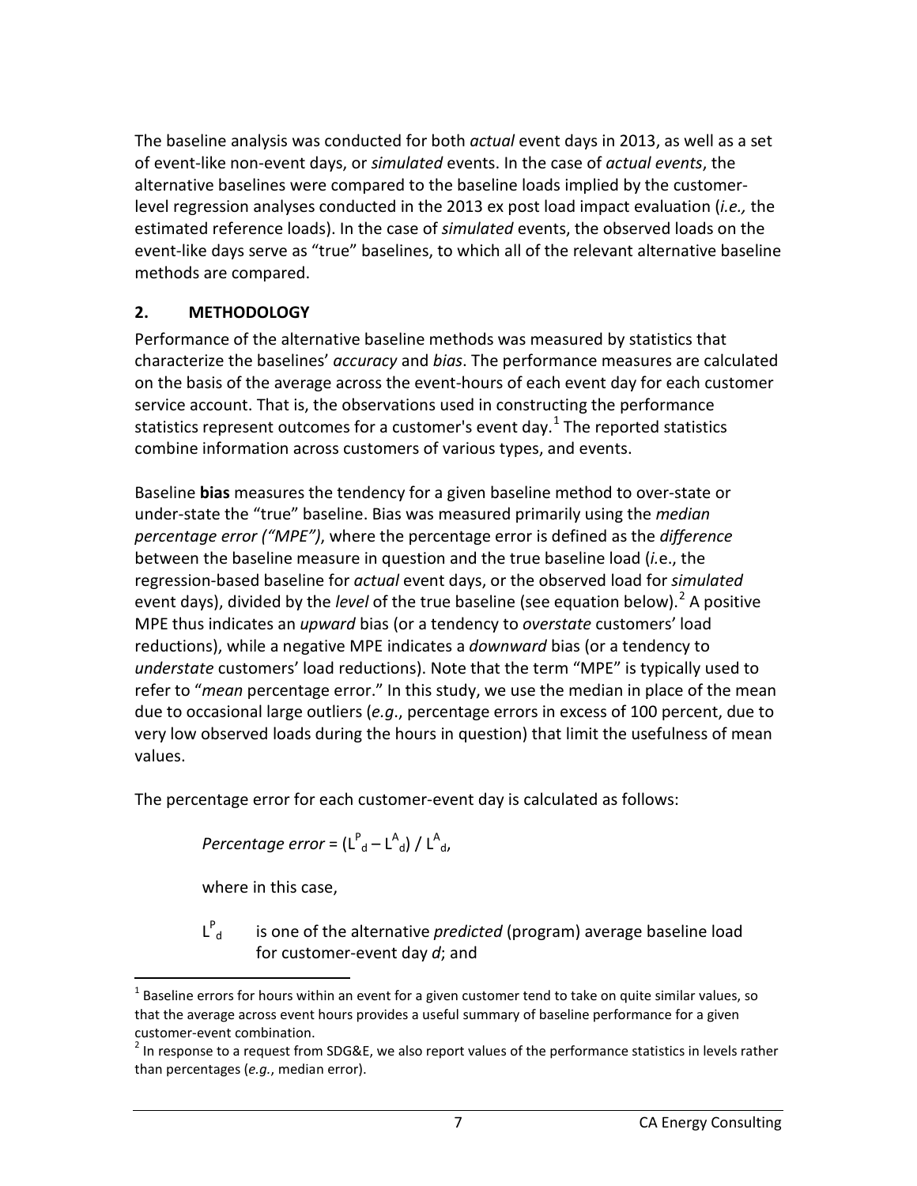The baseline analysis was conducted for both *actual* event days in 2013, as well as a set of event-like non-event days, or *simulated* events. In the case of *actual events*, the alternative baselines were compared to the baseline loads implied by the customer-level regression analyses conducted in the 2013 ex post load impact evaluation (*i.e.,* the estimated reference loads). In the case of *simulated* events, the observed loads on the event-like days serve as "true" baselines, to which all of the relevant alternative baseline methods are compared.

## 2. METHODOLOGY

Performance of the alternative baseline methods was measured by statistics that characterize the baselines' *accuracy* and *bias*. The performance measures are calculated on the basis of the average across the event-hours of each event day for each customer service account. That is, the observations used in constructing the performance statistics represent outcomes for a customer's event day.[1] The reported statistics combine information across customers of various types, and events.

Baseline **bias** measures the tendency for a given baseline method to over-state or under-state the "true" baseline. Bias was measured primarily using the *median percentage error ("MPE")*, where the percentage error is defined as the *difference* between the baseline measure in question and the true baseline load (*i.*e., the regression-based baseline for *actual* event days, or the observed load for *simulated* event days), divided by the *level* of the true baseline (see equation below).[2] A positive MPE thus indicates an *upward* bias (or a tendency to *overstate* customers' load reductions), while a negative MPE indicates a *downward* bias (or a tendency to *understate* customers' load reductions). Note that the term "MPE" is typically used to refer to "*mean* percentage error." In this study, we use the median in place of the mean due to occasional large outliers (*e.g*., percentage errors in excess of 100 percent, due to very low observed loads during the hours in question) that limit the usefulness of mean values.

The percentage error for each customer-event day is calculated as follows:

*Percentage error* = $(L^P_d - L^A_d) / L^A_d$,

where in this case,

$L^P_d$ is one of the alternative *predicted* (program) average baseline load for customer-event day *d*; and

---

[1] Baseline errors for hours within an event for a given customer tend to take on quite similar values, so that the average across event hours provides a useful summary of baseline performance for a given customer-event combination.

[2] In response to a request from SDG&E, we also report values of the performance statistics in levels rather than percentages (*e.g.*, median error).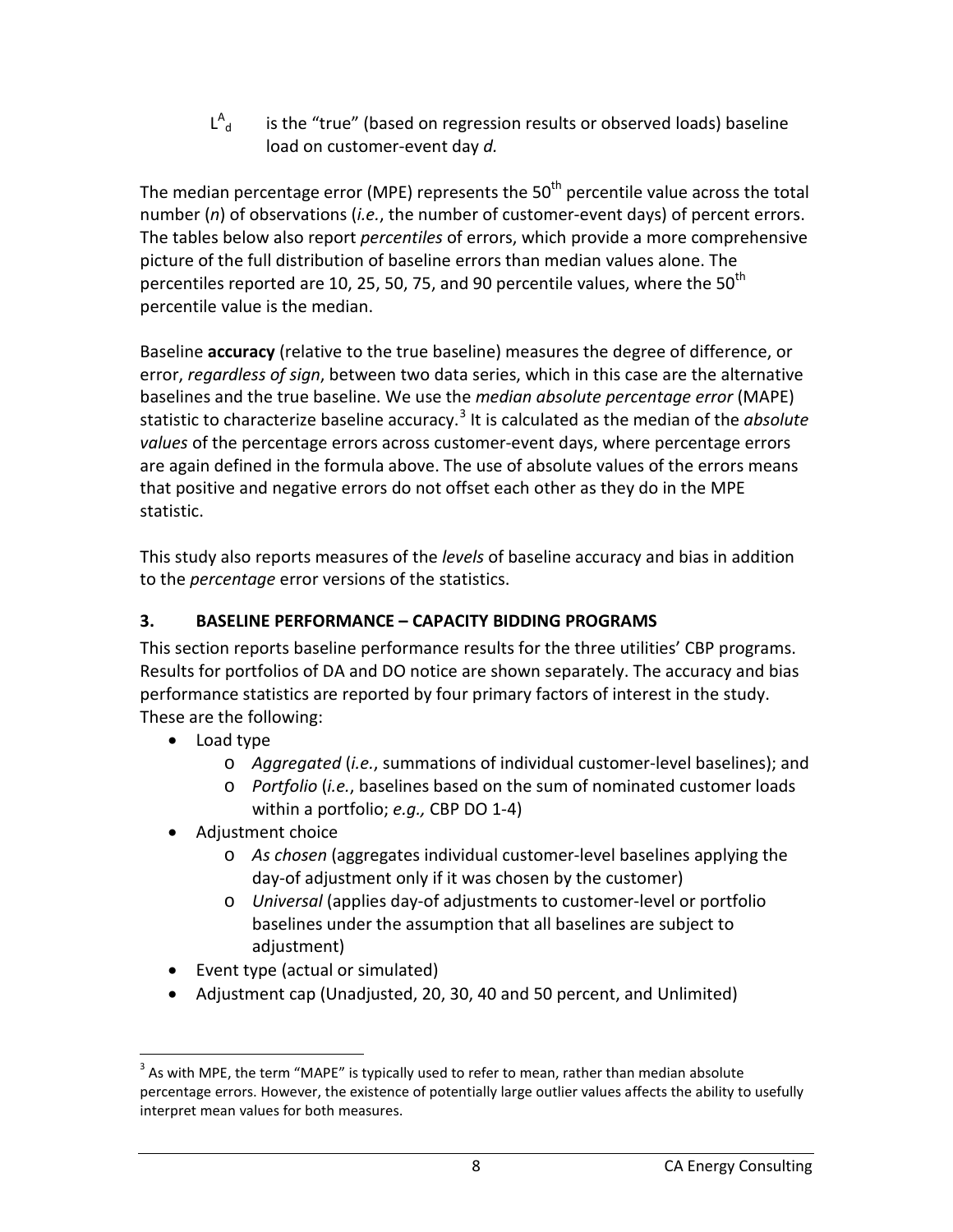$L^A_d$ is the "true" (based on regression results or observed loads) baseline load on customer-event day *d.*

The median percentage error (MPE) represents the 50$^{th}$ percentile value across the total number (*n*) of observations (*i.e.*, the number of customer-event days) of percent errors. The tables below also report *percentiles* of errors, which provide a more comprehensive picture of the full distribution of baseline errors than median values alone. The percentiles reported are 10, 25, 50, 75, and 90 percentile values, where the 50$^{th}$ percentile value is the median.

Baseline **accuracy** (relative to the true baseline) measures the degree of difference, or error, *regardless of sign*, between two data series, which in this case are the alternative baselines and the true baseline. We use the *median absolute percentage error* (MAPE) statistic to characterize baseline accuracy.[3] It is calculated as the median of the *absolute values* of the percentage errors across customer-event days, where percentage errors are again defined in the formula above. The use of absolute values of the errors means that positive and negative errors do not offset each other as they do in the MPE statistic.

This study also reports measures of the *levels* of baseline accuracy and bias in addition to the *percentage* error versions of the statistics.

## 3. BASELINE PERFORMANCE – CAPACITY BIDDING PROGRAMS

This section reports baseline performance results for the three utilities' CBP programs. Results for portfolios of DA and DO notice are shown separately. The accuracy and bias performance statistics are reported by four primary factors of interest in the study. These are the following:

- Load type
  - *Aggregated* (*i.e.*, summations of individual customer-level baselines); and
  - *Portfolio* (*i.e.*, baselines based on the sum of nominated customer loads within a portfolio; *e.g.,* CBP DO 1-4)
- Adjustment choice
  - *As chosen* (aggregates individual customer-level baselines applying the day-of adjustment only if it was chosen by the customer)
  - *Universal* (applies day-of adjustments to customer-level or portfolio baselines under the assumption that all baselines are subject to adjustment)
- Event type (actual or simulated)
- Adjustment cap (Unadjusted, 20, 30, 40 and 50 percent, and Unlimited)

[3] As with MPE, the term "MAPE" is typically used to refer to mean, rather than median absolute percentage errors. However, the existence of potentially large outlier values affects the ability to usefully interpret mean values for both measures.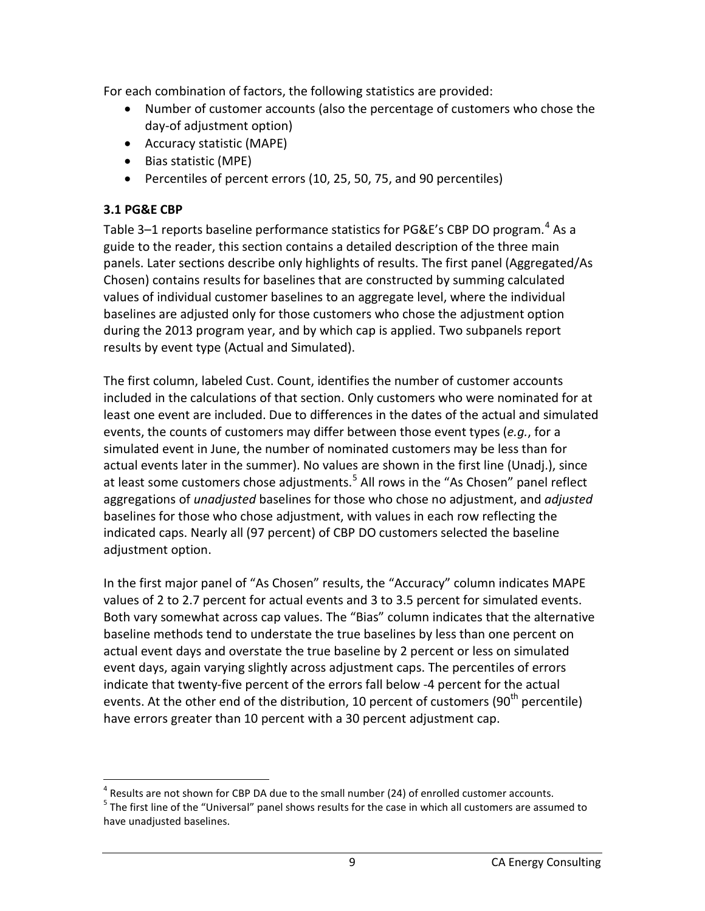For each combination of factors, the following statistics are provided:

- Number of customer accounts (also the percentage of customers who chose the day-of adjustment option)
- Accuracy statistic (MAPE)
- Bias statistic (MPE)
- Percentiles of percent errors (10, 25, 50, 75, and 90 percentiles)

### 3.1 PG&E CBP

Table 3–1 reports baseline performance statistics for PG&E's CBP DO program.[4] As a guide to the reader, this section contains a detailed description of the three main panels. Later sections describe only highlights of results. The first panel (Aggregated/As Chosen) contains results for baselines that are constructed by summing calculated values of individual customer baselines to an aggregate level, where the individual baselines are adjusted only for those customers who chose the adjustment option during the 2013 program year, and by which cap is applied. Two subpanels report results by event type (Actual and Simulated).

The first column, labeled Cust. Count, identifies the number of customer accounts included in the calculations of that section. Only customers who were nominated for at least one event are included. Due to differences in the dates of the actual and simulated events, the counts of customers may differ between those event types (*e.g.*, for a simulated event in June, the number of nominated customers may be less than for actual events later in the summer). No values are shown in the first line (Unadj.), since at least some customers chose adjustments.[5] All rows in the "As Chosen" panel reflect aggregations of *unadjusted* baselines for those who chose no adjustment, and *adjusted* baselines for those who chose adjustment, with values in each row reflecting the indicated caps. Nearly all (97 percent) of CBP DO customers selected the baseline adjustment option.

In the first major panel of "As Chosen" results, the "Accuracy" column indicates MAPE values of 2 to 2.7 percent for actual events and 3 to 3.5 percent for simulated events. Both vary somewhat across cap values. The "Bias" column indicates that the alternative baseline methods tend to understate the true baselines by less than one percent on actual event days and overstate the true baseline by 2 percent or less on simulated event days, again varying slightly across adjustment caps. The percentiles of errors indicate that twenty-five percent of the errors fall below -4 percent for the actual events. At the other end of the distribution, 10 percent of customers (90th percentile) have errors greater than 10 percent with a 30 percent adjustment cap.

---

[4] Results are not shown for CBP DA due to the small number (24) of enrolled customer accounts.

[5] The first line of the "Universal" panel shows results for the case in which all customers are assumed to have unadjusted baselines.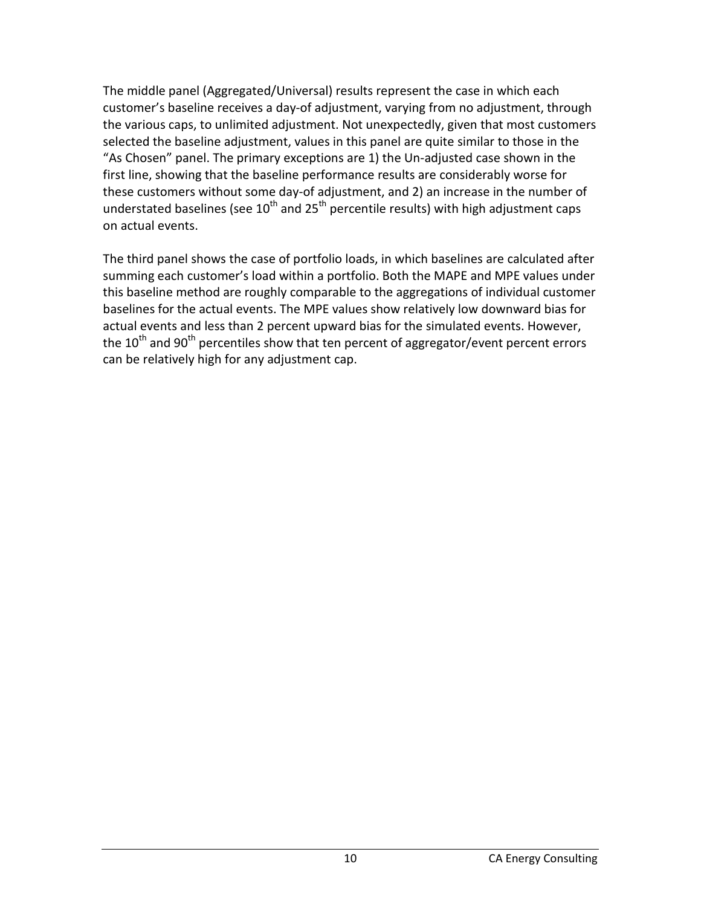The middle panel (Aggregated/Universal) results represent the case in which each customer's baseline receives a day-of adjustment, varying from no adjustment, through the various caps, to unlimited adjustment. Not unexpectedly, given that most customers selected the baseline adjustment, values in this panel are quite similar to those in the "As Chosen" panel. The primary exceptions are 1) the Un-adjusted case shown in the first line, showing that the baseline performance results are considerably worse for these customers without some day-of adjustment, and 2) an increase in the number of understated baselines (see $10^{th}$ and $25^{th}$ percentile results) with high adjustment caps on actual events.

The third panel shows the case of portfolio loads, in which baselines are calculated after summing each customer's load within a portfolio. Both the MAPE and MPE values under this baseline method are roughly comparable to the aggregations of individual customer baselines for the actual events. The MPE values show relatively low downward bias for actual events and less than 2 percent upward bias for the simulated events. However, the $10^{th}$ and $90^{th}$ percentiles show that ten percent of aggregator/event percent errors can be relatively high for any adjustment cap.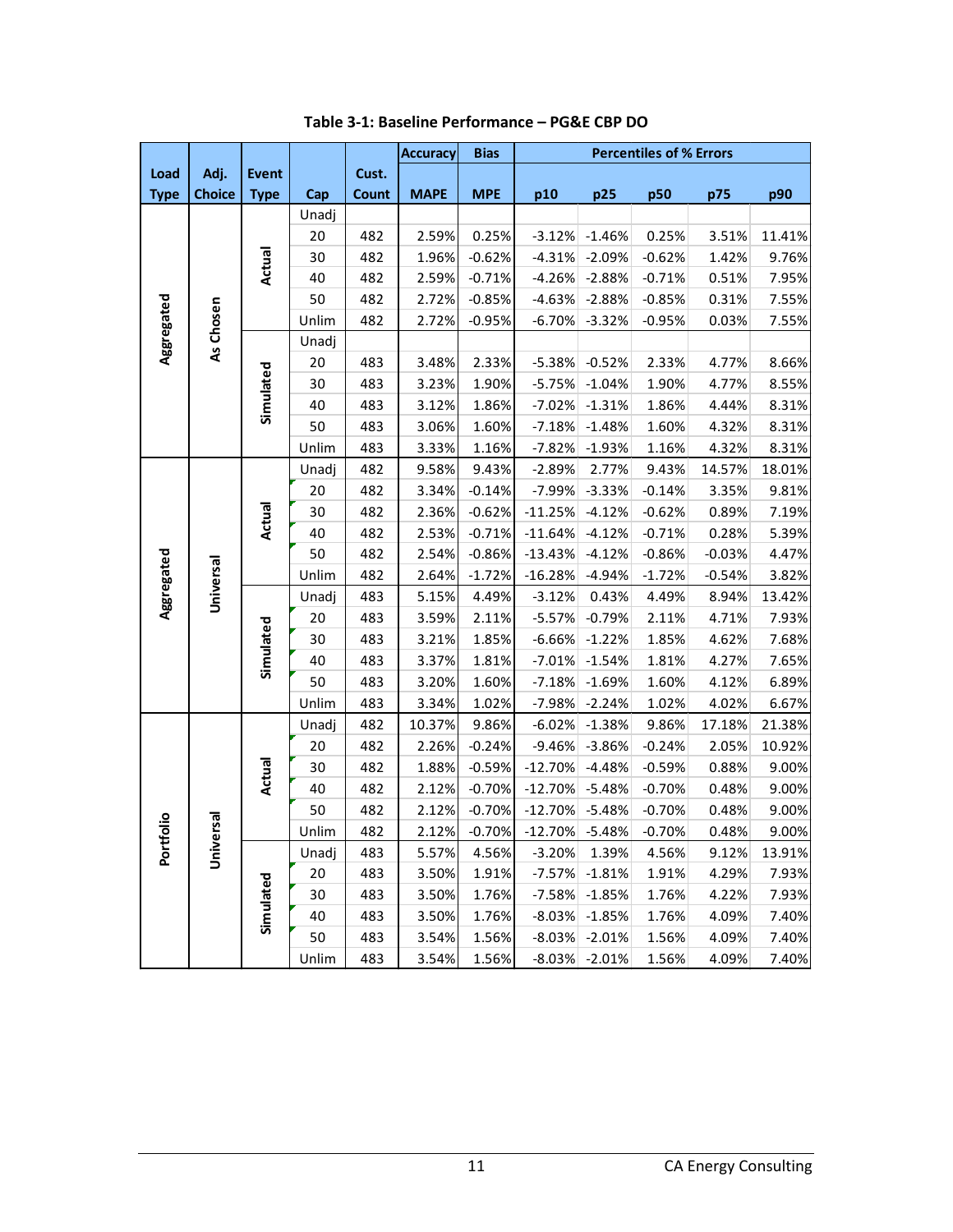**Table 3-1: Baseline Performance – PG&E CBP DO**

| Load Type | Adj. Choice | Event Type | Cap | Cust. Count | Accuracy MAPE | Bias MPE | Percentiles of % Errors p10 | p25 | p50 | p75 | p90 |
|---|---|---|---|---|---|---|---|---|---|---|---|
| Aggregated | As Chosen | Actual | Unadj | | | | | | | | |
| | | | 20 | 482 | 2.59% | 0.25% | -3.12% | -1.46% | 0.25% | 3.51% | 11.41% |
| | | | 30 | 482 | 1.96% | -0.62% | -4.31% | -2.09% | -0.62% | 1.42% | 9.76% |
| | | | 40 | 482 | 2.59% | -0.71% | -4.26% | -2.88% | -0.71% | 0.51% | 7.95% |
| | | | 50 | 482 | 2.72% | -0.85% | -4.63% | -2.88% | -0.85% | 0.31% | 7.55% |
| | | | Unlim | 482 | 2.72% | -0.95% | -6.70% | -3.32% | -0.95% | 0.03% | 7.55% |
| | | Simulated | Unadj | | | | | | | | |
| | | | 20 | 483 | 3.48% | 2.33% | -5.38% | -0.52% | 2.33% | 4.77% | 8.66% |
| | | | 30 | 483 | 3.23% | 1.90% | -5.75% | -1.04% | 1.90% | 4.77% | 8.55% |
| | | | 40 | 483 | 3.12% | 1.86% | -7.02% | -1.31% | 1.86% | 4.44% | 8.31% |
| | | | 50 | 483 | 3.06% | 1.60% | -7.18% | -1.48% | 1.60% | 4.32% | 8.31% |
| | | | Unlim | 483 | 3.33% | 1.16% | -7.82% | -1.93% | 1.16% | 4.32% | 8.31% |
| Aggregated | Universal | Actual | Unadj | 482 | 9.58% | 9.43% | -2.89% | 2.77% | 9.43% | 14.57% | 18.01% |
| | | | 20 | 482 | 3.34% | -0.14% | -7.99% | -3.33% | -0.14% | 3.35% | 9.81% |
| | | | 30 | 482 | 2.36% | -0.62% | -11.25% | -4.12% | -0.62% | 0.89% | 7.19% |
| | | | 40 | 482 | 2.53% | -0.71% | -11.64% | -4.12% | -0.71% | 0.28% | 5.39% |
| | | | 50 | 482 | 2.54% | -0.86% | -13.43% | -4.12% | -0.86% | -0.03% | 4.47% |
| | | | Unlim | 482 | 2.64% | -1.72% | -16.28% | -4.94% | -1.72% | -0.54% | 3.82% |
| | | Simulated | Unadj | 483 | 5.15% | 4.49% | -3.12% | 0.43% | 4.49% | 8.94% | 13.42% |
| | | | 20 | 483 | 3.59% | 2.11% | -5.57% | -0.79% | 2.11% | 4.71% | 7.93% |
| | | | 30 | 483 | 3.21% | 1.85% | -6.66% | -1.22% | 1.85% | 4.62% | 7.68% |
| | | | 40 | 483 | 3.37% | 1.81% | -7.01% | -1.54% | 1.81% | 4.27% | 7.65% |
| | | | 50 | 483 | 3.20% | 1.60% | -7.18% | -1.69% | 1.60% | 4.12% | 6.89% |
| | | | Unlim | 483 | 3.34% | 1.02% | -7.98% | -2.24% | 1.02% | 4.02% | 6.67% |
| Portfolio | Universal | Actual | Unadj | 482 | 10.37% | 9.86% | -6.02% | -1.38% | 9.86% | 17.18% | 21.38% |
| | | | 20 | 482 | 2.26% | -0.24% | -9.46% | -3.86% | -0.24% | 2.05% | 10.92% |
| | | | 30 | 482 | 1.88% | -0.59% | -12.70% | -4.48% | -0.59% | 0.88% | 9.00% |
| | | | 40 | 482 | 2.12% | -0.70% | -12.70% | -5.48% | -0.70% | 0.48% | 9.00% |
| | | | 50 | 482 | 2.12% | -0.70% | -12.70% | -5.48% | -0.70% | 0.48% | 9.00% |
| | | | Unlim | 482 | 2.12% | -0.70% | -12.70% | -5.48% | -0.70% | 0.48% | 9.00% |
| | | Simulated | Unadj | 483 | 5.57% | 4.56% | -3.20% | 1.39% | 4.56% | 9.12% | 13.91% |
| | | | 20 | 483 | 3.50% | 1.91% | -7.57% | -1.81% | 1.91% | 4.29% | 7.93% |
| | | | 30 | 483 | 3.50% | 1.76% | -7.58% | -1.85% | 1.76% | 4.22% | 7.93% |
| | | | 40 | 483 | 3.50% | 1.76% | -8.03% | -1.85% | 1.76% | 4.09% | 7.40% |
| | | | 50 | 483 | 3.54% | 1.56% | -8.03% | -2.01% | 1.56% | 4.09% | 7.40% |
| | | | Unlim | 483 | 3.54% | 1.56% | -8.03% | -2.01% | 1.56% | 4.09% | 7.40% |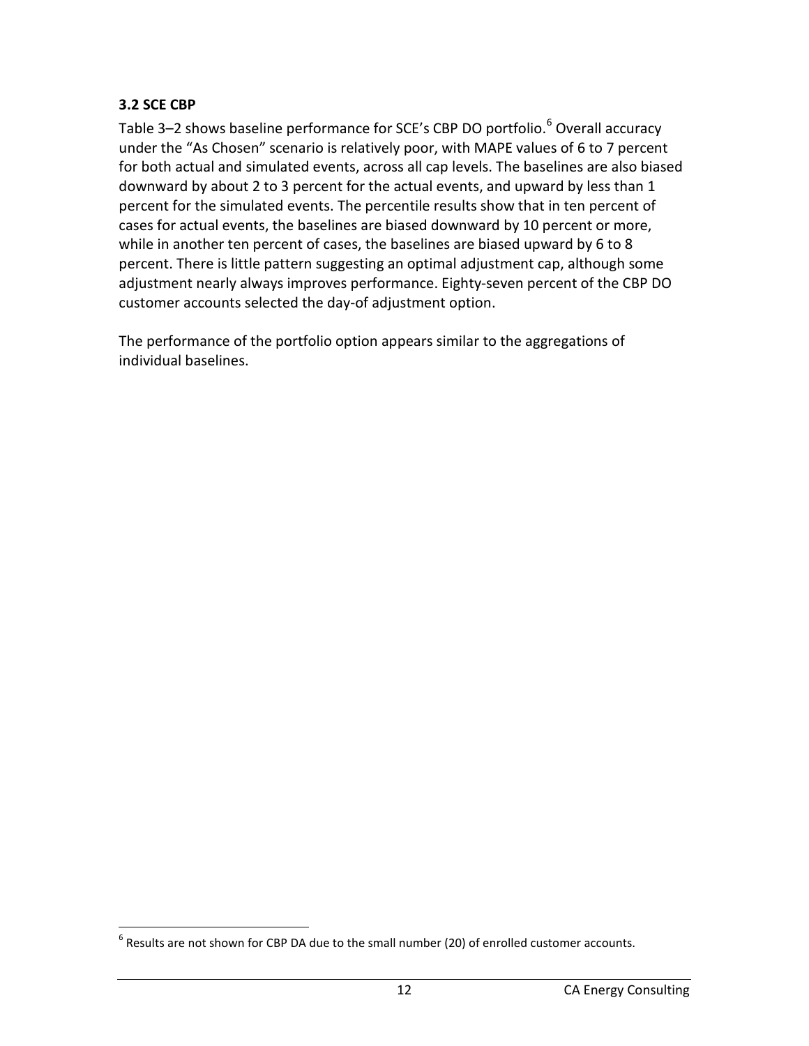### 3.2 SCE CBP

Table 3–2 shows baseline performance for SCE's CBP DO portfolio.[6] Overall accuracy under the "As Chosen" scenario is relatively poor, with MAPE values of 6 to 7 percent for both actual and simulated events, across all cap levels. The baselines are also biased downward by about 2 to 3 percent for the actual events, and upward by less than 1 percent for the simulated events. The percentile results show that in ten percent of cases for actual events, the baselines are biased downward by 10 percent or more, while in another ten percent of cases, the baselines are biased upward by 6 to 8 percent. There is little pattern suggesting an optimal adjustment cap, although some adjustment nearly always improves performance. Eighty-seven percent of the CBP DO customer accounts selected the day-of adjustment option.

The performance of the portfolio option appears similar to the aggregations of individual baselines.

[6] Results are not shown for CBP DA due to the small number (20) of enrolled customer accounts.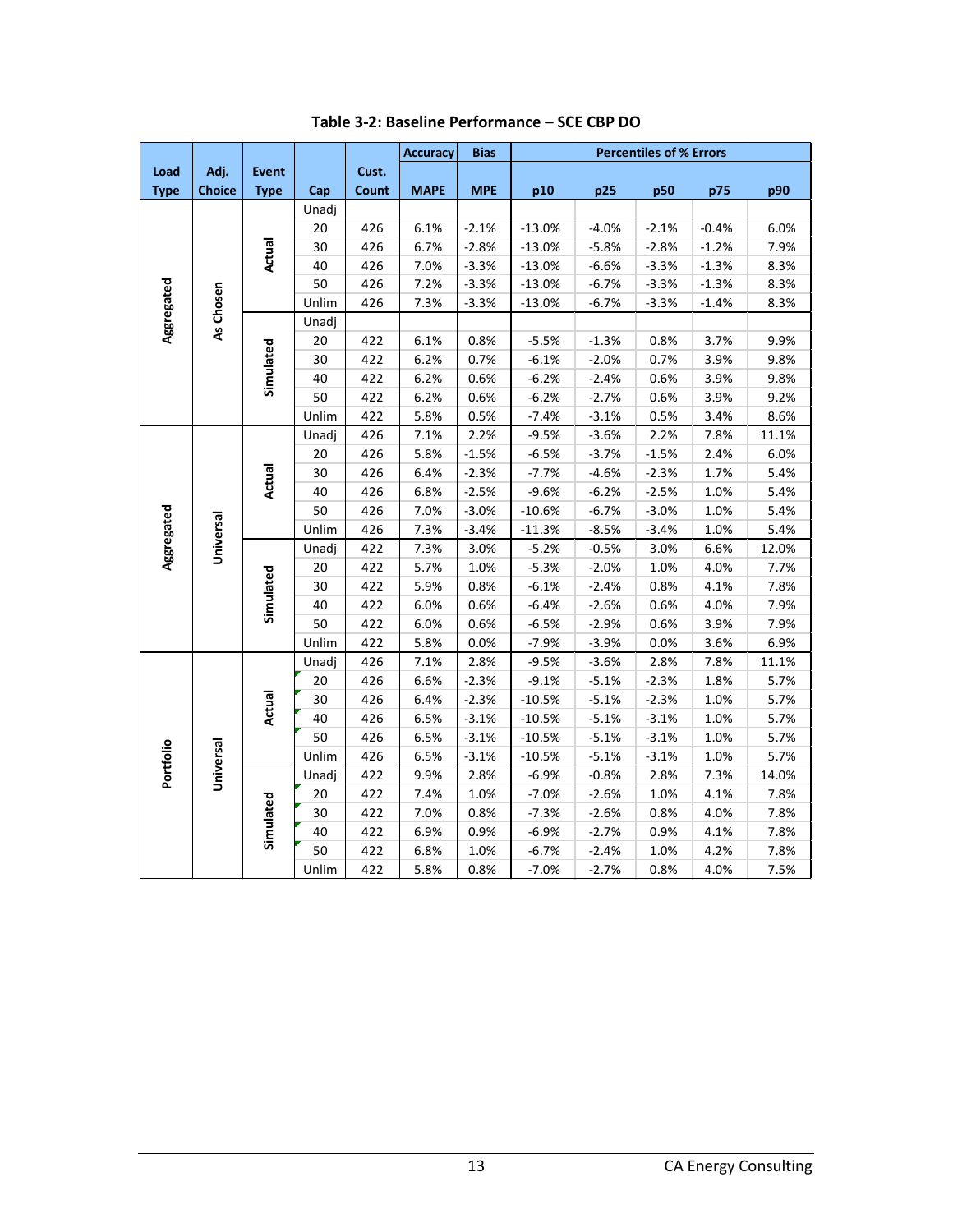**Table 3-2: Baseline Performance – SCE CBP DO**

| Load Type | Adj. Choice | Event Type | Cap | Cust. Count | Accuracy | Bias | Percentiles of % Errors | | | | |
|---|---|---|---|---|---|---|---|---|---|---|---|
| | | | | | MAPE | MPE | p10 | p25 | p50 | p75 | p90 |
| Aggregated | As Chosen | Actual | Unadj | | | | | | | | |
| | | | 20 | 426 | 6.1% | -2.1% | -13.0% | -4.0% | -2.1% | -0.4% | 6.0% |
| | | | 30 | 426 | 6.7% | -2.8% | -13.0% | -5.8% | -2.8% | -1.2% | 7.9% |
| | | | 40 | 426 | 7.0% | -3.3% | -13.0% | -6.6% | -3.3% | -1.3% | 8.3% |
| | | | 50 | 426 | 7.2% | -3.3% | -13.0% | -6.7% | -3.3% | -1.3% | 8.3% |
| | | | Unlim | 426 | 7.3% | -3.3% | -13.0% | -6.7% | -3.3% | -1.4% | 8.3% |
| | | Simulated | Unadj | | | | | | | | |
| | | | 20 | 422 | 6.1% | 0.8% | -5.5% | -1.3% | 0.8% | 3.7% | 9.9% |
| | | | 30 | 422 | 6.2% | 0.7% | -6.1% | -2.0% | 0.7% | 3.9% | 9.8% |
| | | | 40 | 422 | 6.2% | 0.6% | -6.2% | -2.4% | 0.6% | 3.9% | 9.8% |
| | | | 50 | 422 | 6.2% | 0.6% | -6.2% | -2.7% | 0.6% | 3.9% | 9.2% |
| | | | Unlim | 422 | 5.8% | 0.5% | -7.4% | -3.1% | 0.5% | 3.4% | 8.6% |
| Aggregated | Universal | Actual | Unadj | 426 | 7.1% | 2.2% | -9.5% | -3.6% | 2.2% | 7.8% | 11.1% |
| | | | 20 | 426 | 5.8% | -1.5% | -6.5% | -3.7% | -1.5% | 2.4% | 6.0% |
| | | | 30 | 426 | 6.4% | -2.3% | -7.7% | -4.6% | -2.3% | 1.7% | 5.4% |
| | | | 40 | 426 | 6.8% | -2.5% | -9.6% | -6.2% | -2.5% | 1.0% | 5.4% |
| | | | 50 | 426 | 7.0% | -3.0% | -10.6% | -6.7% | -3.0% | 1.0% | 5.4% |
| | | | Unlim | 426 | 7.3% | -3.4% | -11.3% | -8.5% | -3.4% | 1.0% | 5.4% |
| | | Simulated | Unadj | 422 | 7.3% | 3.0% | -5.2% | -0.5% | 3.0% | 6.6% | 12.0% |
| | | | 20 | 422 | 5.7% | 1.0% | -5.3% | -2.0% | 1.0% | 4.0% | 7.7% |
| | | | 30 | 422 | 5.9% | 0.8% | -6.1% | -2.4% | 0.8% | 4.1% | 7.8% |
| | | | 40 | 422 | 6.0% | 0.6% | -6.4% | -2.6% | 0.6% | 4.0% | 7.9% |
| | | | 50 | 422 | 6.0% | 0.6% | -6.5% | -2.9% | 0.6% | 3.9% | 7.9% |
| | | | Unlim | 422 | 5.8% | 0.0% | -7.9% | -3.9% | 0.0% | 3.6% | 6.9% |
| Portfolio | Universal | Actual | Unadj | 426 | 7.1% | 2.8% | -9.5% | -3.6% | 2.8% | 7.8% | 11.1% |
| | | | 20 | 426 | 6.6% | -2.3% | -9.1% | -5.1% | -2.3% | 1.8% | 5.7% |
| | | | 30 | 426 | 6.4% | -2.3% | -10.5% | -5.1% | -2.3% | 1.0% | 5.7% |
| | | | 40 | 426 | 6.5% | -3.1% | -10.5% | -5.1% | -3.1% | 1.0% | 5.7% |
| | | | 50 | 426 | 6.5% | -3.1% | -10.5% | -5.1% | -3.1% | 1.0% | 5.7% |
| | | | Unlim | 426 | 6.5% | -3.1% | -10.5% | -5.1% | -3.1% | 1.0% | 5.7% |
| | | Simulated | Unadj | 422 | 9.9% | 2.8% | -6.9% | -0.8% | 2.8% | 7.3% | 14.0% |
| | | | 20 | 422 | 7.4% | 1.0% | -7.0% | -2.6% | 1.0% | 4.1% | 7.8% |
| | | | 30 | 422 | 7.0% | 0.8% | -7.3% | -2.6% | 0.8% | 4.0% | 7.8% |
| | | | 40 | 422 | 6.9% | 0.9% | -6.9% | -2.7% | 0.9% | 4.1% | 7.8% |
| | | | 50 | 422 | 6.8% | 1.0% | -6.7% | -2.4% | 1.0% | 4.2% | 7.8% |
| | | | Unlim | 422 | 5.8% | 0.8% | -7.0% | -2.7% | 0.8% | 4.0% | 7.5% |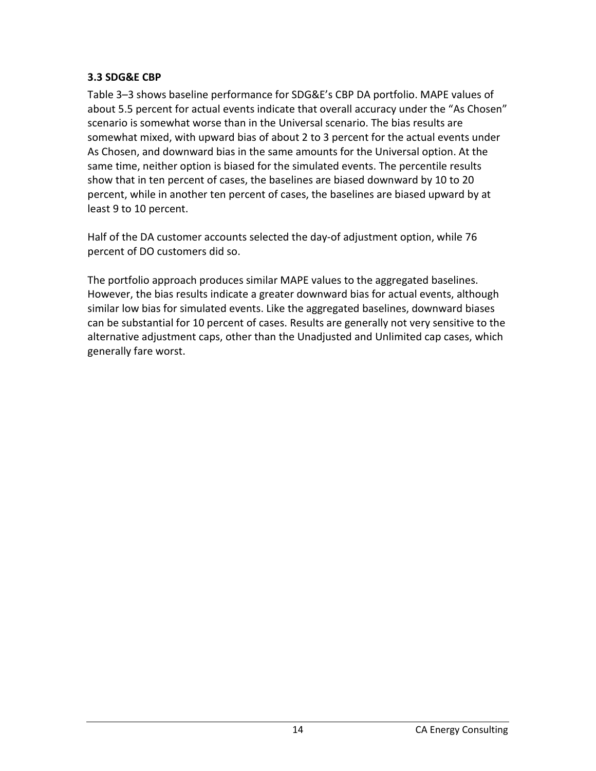### 3.3 SDG&E CBP

Table 3–3 shows baseline performance for SDG&E's CBP DA portfolio. MAPE values of about 5.5 percent for actual events indicate that overall accuracy under the "As Chosen" scenario is somewhat worse than in the Universal scenario. The bias results are somewhat mixed, with upward bias of about 2 to 3 percent for the actual events under As Chosen, and downward bias in the same amounts for the Universal option. At the same time, neither option is biased for the simulated events. The percentile results show that in ten percent of cases, the baselines are biased downward by 10 to 20 percent, while in another ten percent of cases, the baselines are biased upward by at least 9 to 10 percent.

Half of the DA customer accounts selected the day-of adjustment option, while 76 percent of DO customers did so.

The portfolio approach produces similar MAPE values to the aggregated baselines. However, the bias results indicate a greater downward bias for actual events, although similar low bias for simulated events. Like the aggregated baselines, downward biases can be substantial for 10 percent of cases. Results are generally not very sensitive to the alternative adjustment caps, other than the Unadjusted and Unlimited cap cases, which generally fare worst.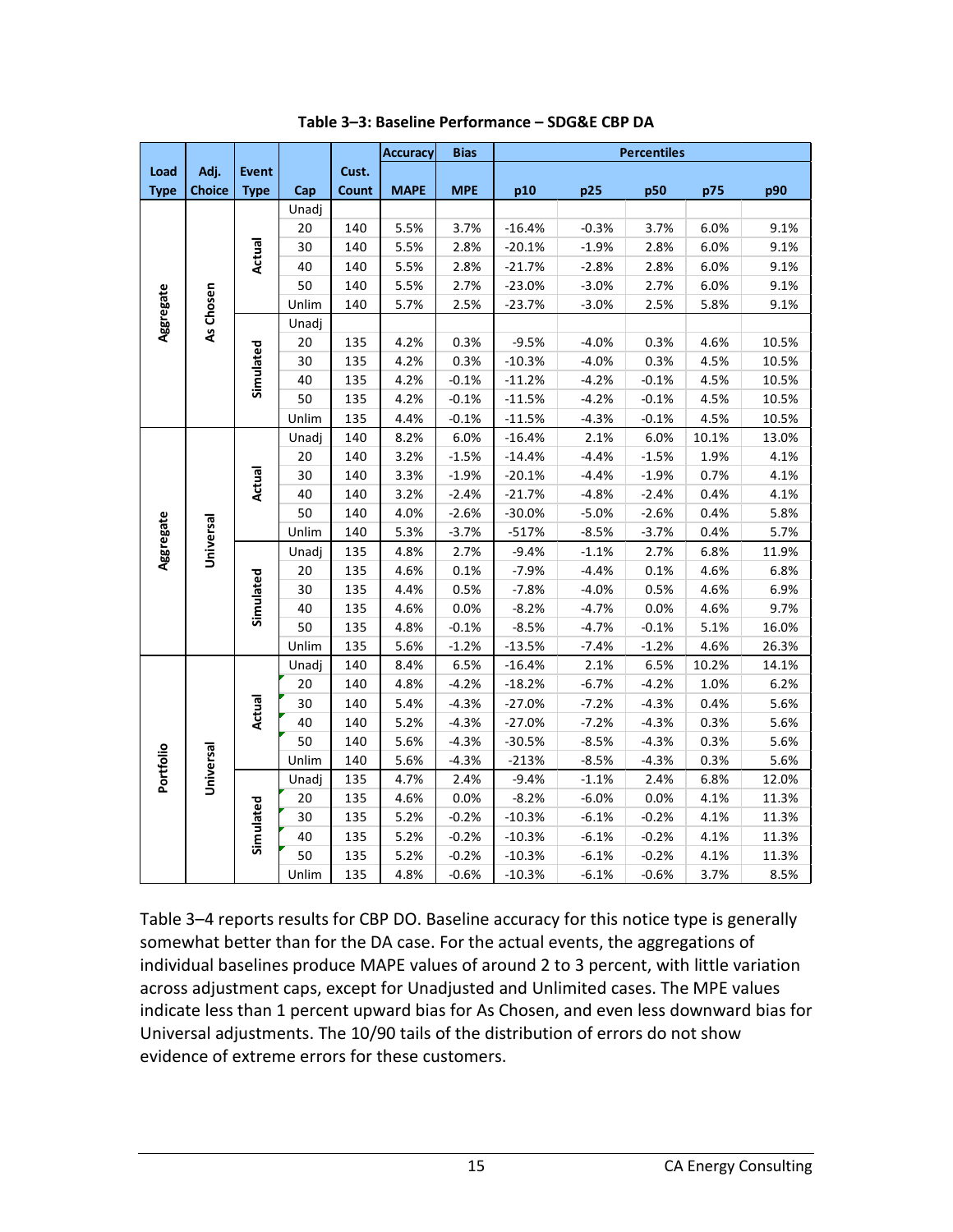**Table 3–3: Baseline Performance – SDG&E CBP DA**

| Load Type | Adj. Choice | Event Type | Cap | Cust. Count | Accuracy MAPE | Bias MPE | Percentiles p10 | p25 | p50 | p75 | p90 |
|---|---|---|---|---|---|---|---|---|---|---|---|
| Aggregate | As Chosen | Actual | Unadj | | | | | | | | |
| | | | 20 | 140 | 5.5% | 3.7% | -16.4% | -0.3% | 3.7% | 6.0% | 9.1% |
| | | | 30 | 140 | 5.5% | 2.8% | -20.1% | -1.9% | 2.8% | 6.0% | 9.1% |
| | | | 40 | 140 | 5.5% | 2.8% | -21.7% | -2.8% | 2.8% | 6.0% | 9.1% |
| | | | 50 | 140 | 5.5% | 2.7% | -23.0% | -3.0% | 2.7% | 6.0% | 9.1% |
| | | | Unlim | 140 | 5.7% | 2.5% | -23.7% | -3.0% | 2.5% | 5.8% | 9.1% |
| | | Simulated | Unadj | | | | | | | | |
| | | | 20 | 135 | 4.2% | 0.3% | -9.5% | -4.0% | 0.3% | 4.6% | 10.5% |
| | | | 30 | 135 | 4.2% | 0.3% | -10.3% | -4.0% | 0.3% | 4.5% | 10.5% |
| | | | 40 | 135 | 4.2% | -0.1% | -11.2% | -4.2% | -0.1% | 4.5% | 10.5% |
| | | | 50 | 135 | 4.2% | -0.1% | -11.5% | -4.2% | -0.1% | 4.5% | 10.5% |
| | | | Unlim | 135 | 4.4% | -0.1% | -11.5% | -4.3% | -0.1% | 4.5% | 10.5% |
| Aggregate | Universal | Actual | Unadj | 140 | 8.2% | 6.0% | -16.4% | 2.1% | 6.0% | 10.1% | 13.0% |
| | | | 20 | 140 | 3.2% | -1.5% | -14.4% | -4.4% | -1.5% | 1.9% | 4.1% |
| | | | 30 | 140 | 3.3% | -1.9% | -20.1% | -4.4% | -1.9% | 0.7% | 4.1% |
| | | | 40 | 140 | 3.2% | -2.4% | -21.7% | -4.8% | -2.4% | 0.4% | 4.1% |
| | | | 50 | 140 | 4.0% | -2.6% | -30.0% | -5.0% | -2.6% | 0.4% | 5.8% |
| | | | Unlim | 140 | 5.3% | -3.7% | -517% | -8.5% | -3.7% | 0.4% | 5.7% |
| | | Simulated | Unadj | 135 | 4.8% | 2.7% | -9.4% | -1.1% | 2.7% | 6.8% | 11.9% |
| | | | 20 | 135 | 4.6% | 0.1% | -7.9% | -4.4% | 0.1% | 4.6% | 6.8% |
| | | | 30 | 135 | 4.4% | 0.5% | -7.8% | -4.0% | 0.5% | 4.6% | 6.9% |
| | | | 40 | 135 | 4.6% | 0.0% | -8.2% | -4.7% | 0.0% | 4.6% | 9.7% |
| | | | 50 | 135 | 4.8% | -0.1% | -8.5% | -4.7% | -0.1% | 5.1% | 16.0% |
| | | | Unlim | 135 | 5.6% | -1.2% | -13.5% | -7.4% | -1.2% | 4.6% | 26.3% |
| Portfolio | Universal | Actual | Unadj | 140 | 8.4% | 6.5% | -16.4% | 2.1% | 6.5% | 10.2% | 14.1% |
| | | | 20 | 140 | 4.8% | -4.2% | -18.2% | -6.7% | -4.2% | 1.0% | 6.2% |
| | | | 30 | 140 | 5.4% | -4.3% | -27.0% | -7.2% | -4.3% | 0.4% | 5.6% |
| | | | 40 | 140 | 5.2% | -4.3% | -27.0% | -7.2% | -4.3% | 0.3% | 5.6% |
| | | | 50 | 140 | 5.6% | -4.3% | -30.5% | -8.5% | -4.3% | 0.3% | 5.6% |
| | | | Unlim | 140 | 5.6% | -4.3% | -213% | -8.5% | -4.3% | 0.3% | 5.6% |
| | | Simulated | Unadj | 135 | 4.7% | 2.4% | -9.4% | -1.1% | 2.4% | 6.8% | 12.0% |
| | | | 20 | 135 | 4.6% | 0.0% | -8.2% | -6.0% | 0.0% | 4.1% | 11.3% |
| | | | 30 | 135 | 5.2% | -0.2% | -10.3% | -6.1% | -0.2% | 4.1% | 11.3% |
| | | | 40 | 135 | 5.2% | -0.2% | -10.3% | -6.1% | -0.2% | 4.1% | 11.3% |
| | | | 50 | 135 | 5.2% | -0.2% | -10.3% | -6.1% | -0.2% | 4.1% | 11.3% |
| | | | Unlim | 135 | 4.8% | -0.6% | -10.3% | -6.1% | -0.6% | 3.7% | 8.5% |

Table 3–4 reports results for CBP DO. Baseline accuracy for this notice type is generally somewhat better than for the DA case. For the actual events, the aggregations of individual baselines produce MAPE values of around 2 to 3 percent, with little variation across adjustment caps, except for Unadjusted and Unlimited cases. The MPE values indicate less than 1 percent upward bias for As Chosen, and even less downward bias for Universal adjustments. The 10/90 tails of the distribution of errors do not show evidence of extreme errors for these customers.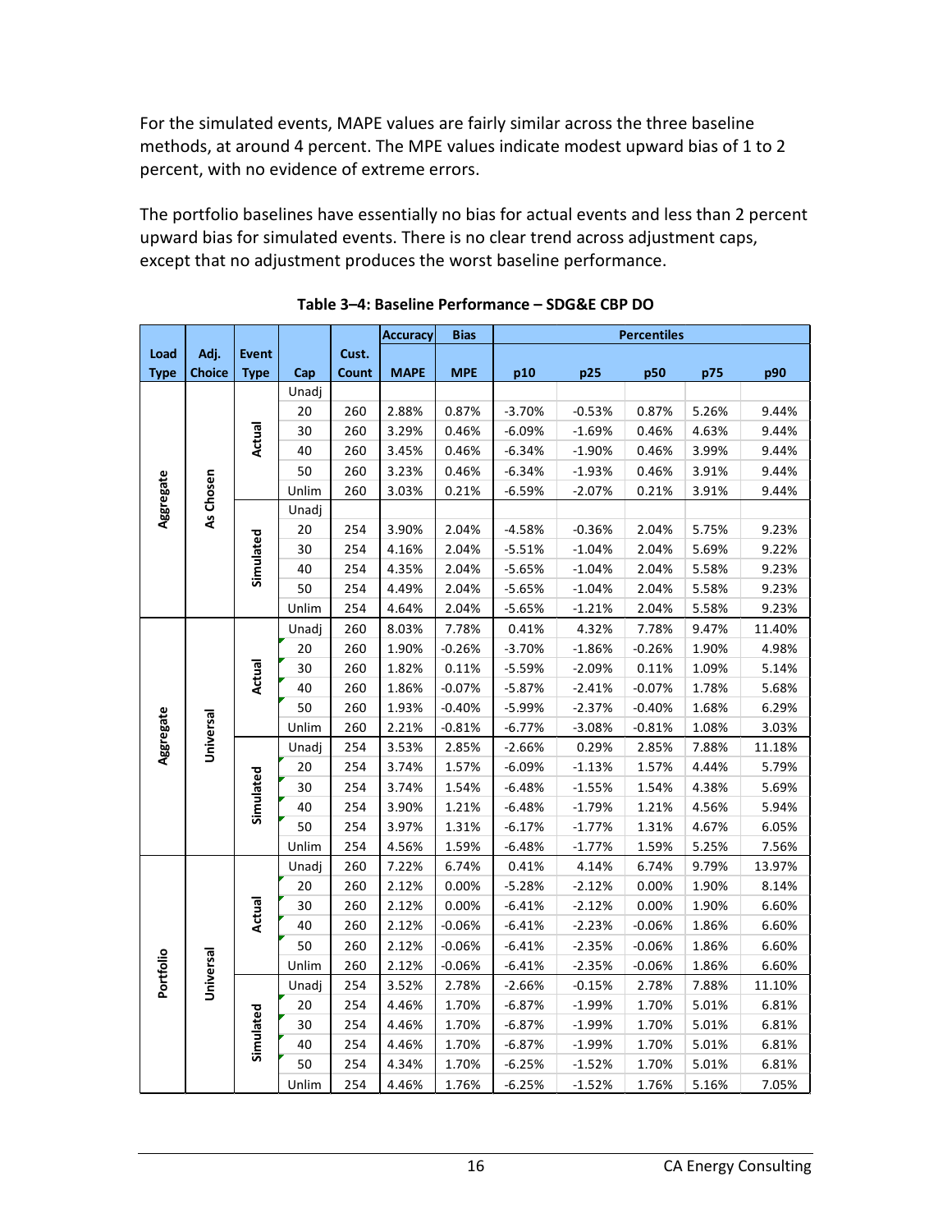For the simulated events, MAPE values are fairly similar across the three baseline methods, at around 4 percent. The MPE values indicate modest upward bias of 1 to 2 percent, with no evidence of extreme errors.

The portfolio baselines have essentially no bias for actual events and less than 2 percent upward bias for simulated events. There is no clear trend across adjustment caps, except that no adjustment produces the worst baseline performance.

**Table 3–4: Baseline Performance – SDG&E CBP DO**

| Load Type | Adj. Choice | Event Type | Cap | Cust. Count | Accuracy MAPE | Bias MPE | Percentiles p10 | p25 | p50 | p75 | p90 |
|---|---|---|---|---|---|---|---|---|---|---|---|
| Aggregate | As Chosen | Actual | Unadj | | | | | | | | |
| | | | 20 | 260 | 2.88% | 0.87% | -3.70% | -0.53% | 0.87% | 5.26% | 9.44% |
| | | | 30 | 260 | 3.29% | 0.46% | -6.09% | -1.69% | 0.46% | 4.63% | 9.44% |
| | | | 40 | 260 | 3.45% | 0.46% | -6.34% | -1.90% | 0.46% | 3.99% | 9.44% |
| | | | 50 | 260 | 3.23% | 0.46% | -6.34% | -1.93% | 0.46% | 3.91% | 9.44% |
| | | | Unlim | 260 | 3.03% | 0.21% | -6.59% | -2.07% | 0.21% | 3.91% | 9.44% |
| | | Simulated | Unadj | | | | | | | | |
| | | | 20 | 254 | 3.90% | 2.04% | -4.58% | -0.36% | 2.04% | 5.75% | 9.23% |
| | | | 30 | 254 | 4.16% | 2.04% | -5.51% | -1.04% | 2.04% | 5.69% | 9.22% |
| | | | 40 | 254 | 4.35% | 2.04% | -5.65% | -1.04% | 2.04% | 5.58% | 9.23% |
| | | | 50 | 254 | 4.49% | 2.04% | -5.65% | -1.04% | 2.04% | 5.58% | 9.23% |
| | | | Unlim | 254 | 4.64% | 2.04% | -5.65% | -1.21% | 2.04% | 5.58% | 9.23% |
| Aggregate | Universal | Actual | Unadj | 260 | 8.03% | 7.78% | 0.41% | 4.32% | 7.78% | 9.47% | 11.40% |
| | | | 20 | 260 | 1.90% | -0.26% | -3.70% | -1.86% | -0.26% | 1.90% | 4.98% |
| | | | 30 | 260 | 1.82% | 0.11% | -5.59% | -2.09% | 0.11% | 1.09% | 5.14% |
| | | | 40 | 260 | 1.86% | -0.07% | -5.87% | -2.41% | -0.07% | 1.78% | 5.68% |
| | | | 50 | 260 | 1.93% | -0.40% | -5.99% | -2.37% | -0.40% | 1.68% | 6.29% |
| | | | Unlim | 260 | 2.21% | -0.81% | -6.77% | -3.08% | -0.81% | 1.08% | 3.03% |
| | | Simulated | Unadj | 254 | 3.53% | 2.85% | -2.66% | 0.29% | 2.85% | 7.88% | 11.18% |
| | | | 20 | 254 | 3.74% | 1.57% | -6.09% | -1.13% | 1.57% | 4.44% | 5.79% |
| | | | 30 | 254 | 3.74% | 1.54% | -6.48% | -1.55% | 1.54% | 4.38% | 5.69% |
| | | | 40 | 254 | 3.90% | 1.21% | -6.48% | -1.79% | 1.21% | 4.56% | 5.94% |
| | | | 50 | 254 | 3.97% | 1.31% | -6.17% | -1.77% | 1.31% | 4.67% | 6.05% |
| | | | Unlim | 254 | 4.56% | 1.59% | -6.48% | -1.77% | 1.59% | 5.25% | 7.56% |
| Portfolio | Universal | Actual | Unadj | 260 | 7.22% | 6.74% | 0.41% | 4.14% | 6.74% | 9.79% | 13.97% |
| | | | 20 | 260 | 2.12% | 0.00% | -5.28% | -2.12% | 0.00% | 1.90% | 8.14% |
| | | | 30 | 260 | 2.12% | 0.00% | -6.41% | -2.12% | 0.00% | 1.90% | 6.60% |
| | | | 40 | 260 | 2.12% | -0.06% | -6.41% | -2.23% | -0.06% | 1.86% | 6.60% |
| | | | 50 | 260 | 2.12% | -0.06% | -6.41% | -2.35% | -0.06% | 1.86% | 6.60% |
| | | | Unlim | 260 | 2.12% | -0.06% | -6.41% | -2.35% | -0.06% | 1.86% | 6.60% |
| | | Simulated | Unadj | 254 | 3.52% | 2.78% | -2.66% | -0.15% | 2.78% | 7.88% | 11.10% |
| | | | 20 | 254 | 4.46% | 1.70% | -6.87% | -1.99% | 1.70% | 5.01% | 6.81% |
| | | | 30 | 254 | 4.46% | 1.70% | -6.87% | -1.99% | 1.70% | 5.01% | 6.81% |
| | | | 40 | 254 | 4.46% | 1.70% | -6.87% | -1.99% | 1.70% | 5.01% | 6.81% |
| | | | 50 | 254 | 4.34% | 1.70% | -6.25% | -1.52% | 1.70% | 5.01% | 6.81% |
| | | | Unlim | 254 | 4.46% | 1.76% | -6.25% | -1.52% | 1.76% | 5.16% | 7.05% |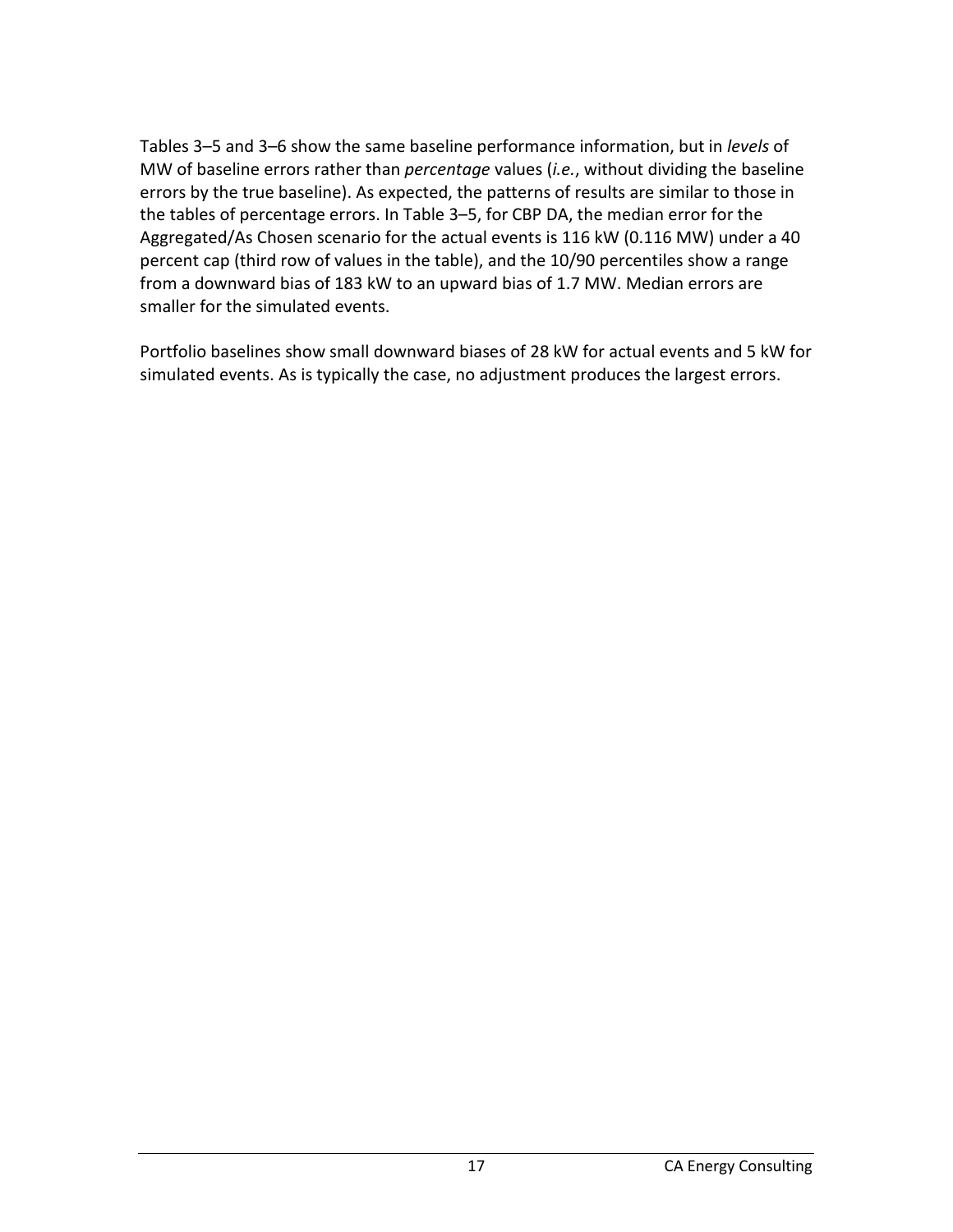Tables 3–5 and 3–6 show the same baseline performance information, but in *levels* of MW of baseline errors rather than *percentage* values (*i.e.*, without dividing the baseline errors by the true baseline). As expected, the patterns of results are similar to those in the tables of percentage errors. In Table 3–5, for CBP DA, the median error for the Aggregated/As Chosen scenario for the actual events is 116 kW (0.116 MW) under a 40 percent cap (third row of values in the table), and the 10/90 percentiles show a range from a downward bias of 183 kW to an upward bias of 1.7 MW. Median errors are smaller for the simulated events.

Portfolio baselines show small downward biases of 28 kW for actual events and 5 kW for simulated events. As is typically the case, no adjustment produces the largest errors.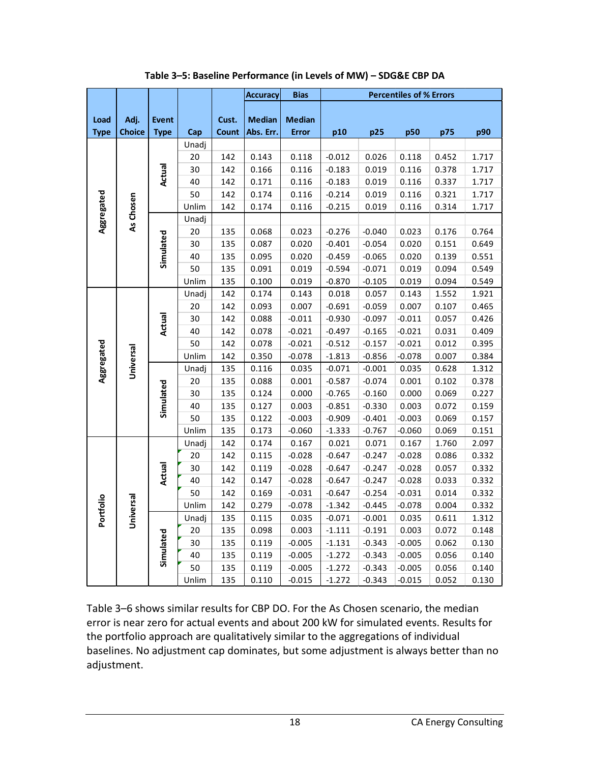**Table 3–5: Baseline Performance (in Levels of MW) – SDG&E CBP DA**

| Load Type | Adj. Choice | Event Type | Cap | Cust. Count | Accuracy: Median Abs. Err. | Bias: Median Error | Percentiles of % Errors: p10 | p25 | p50 | p75 | p90 |
|---|---|---|---|---|---|---|---|---|---|---|---|
| Aggregated | As Chosen | Actual | Unadj | | | | | | | | |
| | | | 20 | 142 | 0.143 | 0.118 | -0.012 | 0.026 | 0.118 | 0.452 | 1.717 |
| | | | 30 | 142 | 0.166 | 0.116 | -0.183 | 0.019 | 0.116 | 0.378 | 1.717 |
| | | | 40 | 142 | 0.171 | 0.116 | -0.183 | 0.019 | 0.116 | 0.337 | 1.717 |
| | | | 50 | 142 | 0.174 | 0.116 | -0.214 | 0.019 | 0.116 | 0.321 | 1.717 |
| | | | Unlim | 142 | 0.174 | 0.116 | -0.215 | 0.019 | 0.116 | 0.314 | 1.717 |
| | | Simulated | Unadj | | | | | | | | |
| | | | 20 | 135 | 0.068 | 0.023 | -0.276 | -0.040 | 0.023 | 0.176 | 0.764 |
| | | | 30 | 135 | 0.087 | 0.020 | -0.401 | -0.054 | 0.020 | 0.151 | 0.649 |
| | | | 40 | 135 | 0.095 | 0.020 | -0.459 | -0.065 | 0.020 | 0.139 | 0.551 |
| | | | 50 | 135 | 0.091 | 0.019 | -0.594 | -0.071 | 0.019 | 0.094 | 0.549 |
| | | | Unlim | 135 | 0.100 | 0.019 | -0.870 | -0.105 | 0.019 | 0.094 | 0.549 |
| Aggregated | Universal | Actual | Unadj | 142 | 0.174 | 0.143 | 0.018 | 0.057 | 0.143 | 1.552 | 1.921 |
| | | | 20 | 142 | 0.093 | 0.007 | -0.691 | -0.059 | 0.007 | 0.107 | 0.465 |
| | | | 30 | 142 | 0.088 | -0.011 | -0.930 | -0.097 | -0.011 | 0.057 | 0.426 |
| | | | 40 | 142 | 0.078 | -0.021 | -0.497 | -0.165 | -0.021 | 0.031 | 0.409 |
| | | | 50 | 142 | 0.078 | -0.021 | -0.512 | -0.157 | -0.021 | 0.012 | 0.395 |
| | | | Unlim | 142 | 0.350 | -0.078 | -1.813 | -0.856 | -0.078 | 0.007 | 0.384 |
| | | Simulated | Unadj | 135 | 0.116 | 0.035 | -0.071 | -0.001 | 0.035 | 0.628 | 1.312 |
| | | | 20 | 135 | 0.088 | 0.001 | -0.587 | -0.074 | 0.001 | 0.102 | 0.378 |
| | | | 30 | 135 | 0.124 | 0.000 | -0.765 | -0.160 | 0.000 | 0.069 | 0.227 |
| | | | 40 | 135 | 0.127 | 0.003 | -0.851 | -0.330 | 0.003 | 0.072 | 0.159 |
| | | | 50 | 135 | 0.122 | -0.003 | -0.909 | -0.401 | -0.003 | 0.069 | 0.157 |
| | | | Unlim | 135 | 0.173 | -0.060 | -1.333 | -0.767 | -0.060 | 0.069 | 0.151 |
| Portfolio | Universal | Actual | Unadj | 142 | 0.174 | 0.167 | 0.021 | 0.071 | 0.167 | 1.760 | 2.097 |
| | | | 20 | 142 | 0.115 | -0.028 | -0.647 | -0.247 | -0.028 | 0.086 | 0.332 |
| | | | 30 | 142 | 0.119 | -0.028 | -0.647 | -0.247 | -0.028 | 0.057 | 0.332 |
| | | | 40 | 142 | 0.147 | -0.028 | -0.647 | -0.247 | -0.028 | 0.033 | 0.332 |
| | | | 50 | 142 | 0.169 | -0.031 | -0.647 | -0.254 | -0.031 | 0.014 | 0.332 |
| | | | Unlim | 142 | 0.279 | -0.078 | -1.342 | -0.445 | -0.078 | 0.004 | 0.332 |
| | | Simulated | Unadj | 135 | 0.115 | 0.035 | -0.071 | -0.001 | 0.035 | 0.611 | 1.312 |
| | | | 20 | 135 | 0.098 | 0.003 | -1.111 | -0.191 | 0.003 | 0.072 | 0.148 |
| | | | 30 | 135 | 0.119 | -0.005 | -1.131 | -0.343 | -0.005 | 0.062 | 0.130 |
| | | | 40 | 135 | 0.119 | -0.005 | -1.272 | -0.343 | -0.005 | 0.056 | 0.140 |
| | | | 50 | 135 | 0.119 | -0.005 | -1.272 | -0.343 | -0.005 | 0.056 | 0.140 |
| | | | Unlim | 135 | 0.110 | -0.015 | -1.272 | -0.343 | -0.015 | 0.052 | 0.130 |

Table 3–6 shows similar results for CBP DO. For the As Chosen scenario, the median error is near zero for actual events and about 200 kW for simulated events. Results for the portfolio approach are qualitatively similar to the aggregations of individual baselines. No adjustment cap dominates, but some adjustment is always better than no adjustment.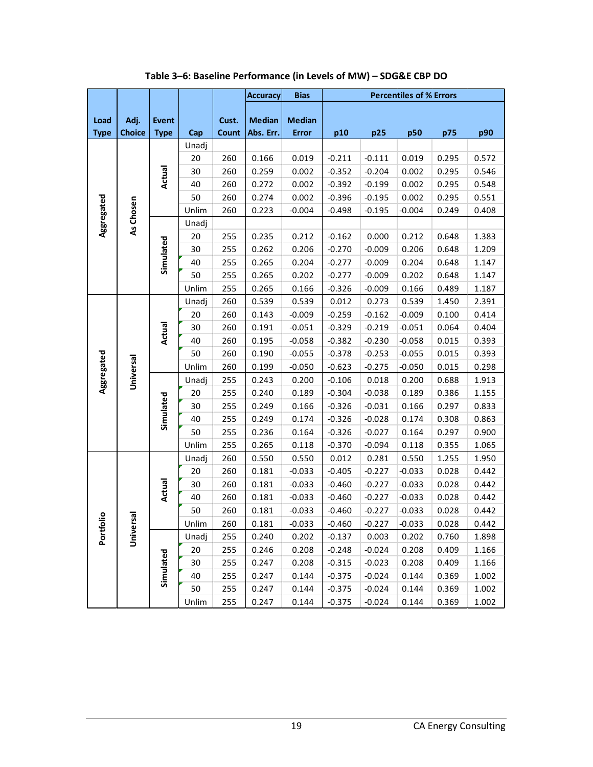**Table 3–6: Baseline Performance (in Levels of MW) – SDG&E CBP DO**

| Load Type | Adj. Choice | Event Type | Cap | Cust. Count | Accuracy Median Abs. Err. | Bias Median Error | Percentiles of % Errors p10 | p25 | p50 | p75 | p90 |
|---|---|---|---|---|---|---|---|---|---|---|---|
| Aggregated | As Chosen | Actual | Unadj | | | | | | | | |
| | | | 20 | 260 | 0.166 | 0.019 | -0.211 | -0.111 | 0.019 | 0.295 | 0.572 |
| | | | 30 | 260 | 0.259 | 0.002 | -0.352 | -0.204 | 0.002 | 0.295 | 0.546 |
| | | | 40 | 260 | 0.272 | 0.002 | -0.392 | -0.199 | 0.002 | 0.295 | 0.548 |
| | | | 50 | 260 | 0.274 | 0.002 | -0.396 | -0.195 | 0.002 | 0.295 | 0.551 |
| | | | Unlim | 260 | 0.223 | -0.004 | -0.498 | -0.195 | -0.004 | 0.249 | 0.408 |
| | | Simulated | Unadj | | | | | | | | |
| | | | 20 | 255 | 0.235 | 0.212 | -0.162 | 0.000 | 0.212 | 0.648 | 1.383 |
| | | | 30 | 255 | 0.262 | 0.206 | -0.270 | -0.009 | 0.206 | 0.648 | 1.209 |
| | | | 40 | 255 | 0.265 | 0.204 | -0.277 | -0.009 | 0.204 | 0.648 | 1.147 |
| | | | 50 | 255 | 0.265 | 0.202 | -0.277 | -0.009 | 0.202 | 0.648 | 1.147 |
| | | | Unlim | 255 | 0.265 | 0.166 | -0.326 | -0.009 | 0.166 | 0.489 | 1.187 |
| Aggregated | Universal | Actual | Unadj | 260 | 0.539 | 0.539 | 0.012 | 0.273 | 0.539 | 1.450 | 2.391 |
| | | | 20 | 260 | 0.143 | -0.009 | -0.259 | -0.162 | -0.009 | 0.100 | 0.414 |
| | | | 30 | 260 | 0.191 | -0.051 | -0.329 | -0.219 | -0.051 | 0.064 | 0.404 |
| | | | 40 | 260 | 0.195 | -0.058 | -0.382 | -0.230 | -0.058 | 0.015 | 0.393 |
| | | | 50 | 260 | 0.190 | -0.055 | -0.378 | -0.253 | -0.055 | 0.015 | 0.393 |
| | | | Unlim | 260 | 0.199 | -0.050 | -0.623 | -0.275 | -0.050 | 0.015 | 0.298 |
| | | Simulated | Unadj | 255 | 0.243 | 0.200 | -0.106 | 0.018 | 0.200 | 0.688 | 1.913 |
| | | | 20 | 255 | 0.240 | 0.189 | -0.304 | -0.038 | 0.189 | 0.386 | 1.155 |
| | | | 30 | 255 | 0.249 | 0.166 | -0.326 | -0.031 | 0.166 | 0.297 | 0.833 |
| | | | 40 | 255 | 0.249 | 0.174 | -0.326 | -0.028 | 0.174 | 0.308 | 0.863 |
| | | | 50 | 255 | 0.236 | 0.164 | -0.326 | -0.027 | 0.164 | 0.297 | 0.900 |
| | | | Unlim | 255 | 0.265 | 0.118 | -0.370 | -0.094 | 0.118 | 0.355 | 1.065 |
| Portfolio | Universal | Actual | Unadj | 260 | 0.550 | 0.550 | 0.012 | 0.281 | 0.550 | 1.255 | 1.950 |
| | | | 20 | 260 | 0.181 | -0.033 | -0.405 | -0.227 | -0.033 | 0.028 | 0.442 |
| | | | 30 | 260 | 0.181 | -0.033 | -0.460 | -0.227 | -0.033 | 0.028 | 0.442 |
| | | | 40 | 260 | 0.181 | -0.033 | -0.460 | -0.227 | -0.033 | 0.028 | 0.442 |
| | | | 50 | 260 | 0.181 | -0.033 | -0.460 | -0.227 | -0.033 | 0.028 | 0.442 |
| | | | Unlim | 260 | 0.181 | -0.033 | -0.460 | -0.227 | -0.033 | 0.028 | 0.442 |
| | | Simulated | Unadj | 255 | 0.240 | 0.202 | -0.137 | 0.003 | 0.202 | 0.760 | 1.898 |
| | | | 20 | 255 | 0.246 | 0.208 | -0.248 | -0.024 | 0.208 | 0.409 | 1.166 |
| | | | 30 | 255 | 0.247 | 0.208 | -0.315 | -0.023 | 0.208 | 0.409 | 1.166 |
| | | | 40 | 255 | 0.247 | 0.144 | -0.375 | -0.024 | 0.144 | 0.369 | 1.002 |
| | | | 50 | 255 | 0.247 | 0.144 | -0.375 | -0.024 | 0.144 | 0.369 | 1.002 |
| | | | Unlim | 255 | 0.247 | 0.144 | -0.375 | -0.024 | 0.144 | 0.369 | 1.002 |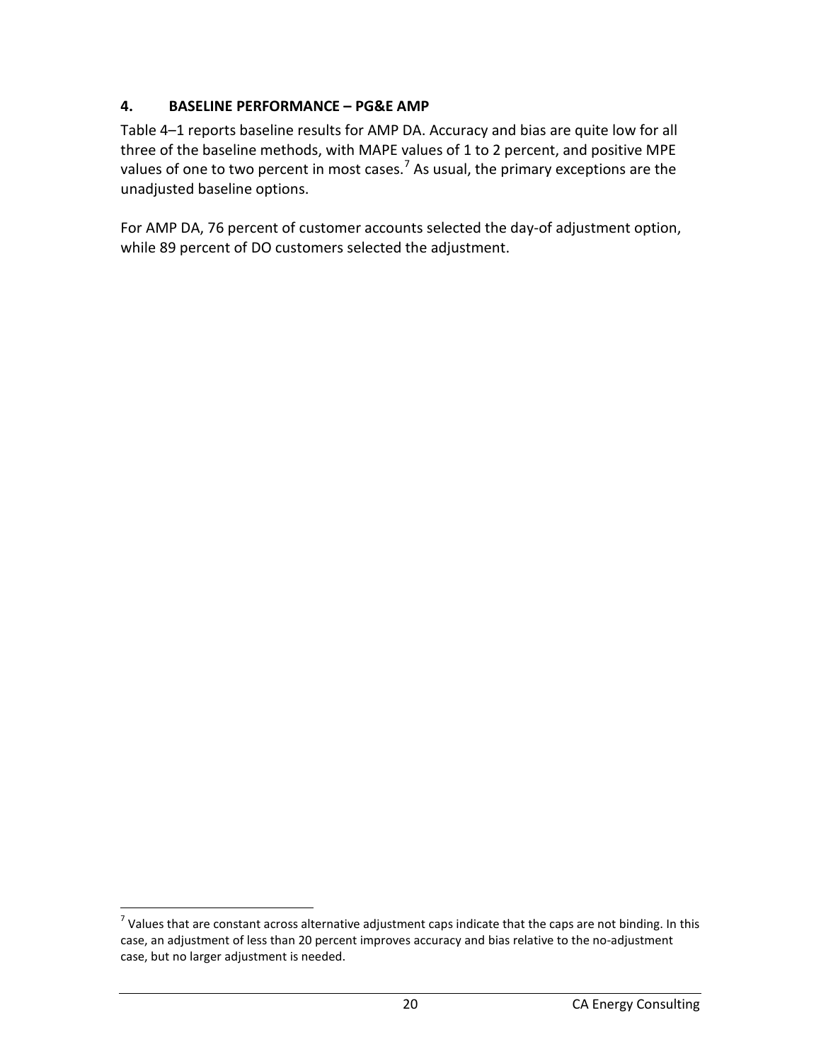## 4. BASELINE PERFORMANCE – PG&E AMP

Table 4–1 reports baseline results for AMP DA. Accuracy and bias are quite low for all three of the baseline methods, with MAPE values of 1 to 2 percent, and positive MPE values of one to two percent in most cases.[7] As usual, the primary exceptions are the unadjusted baseline options.

For AMP DA, 76 percent of customer accounts selected the day-of adjustment option, while 89 percent of DO customers selected the adjustment.

[7] Values that are constant across alternative adjustment caps indicate that the caps are not binding. In this case, an adjustment of less than 20 percent improves accuracy and bias relative to the no-adjustment case, but no larger adjustment is needed.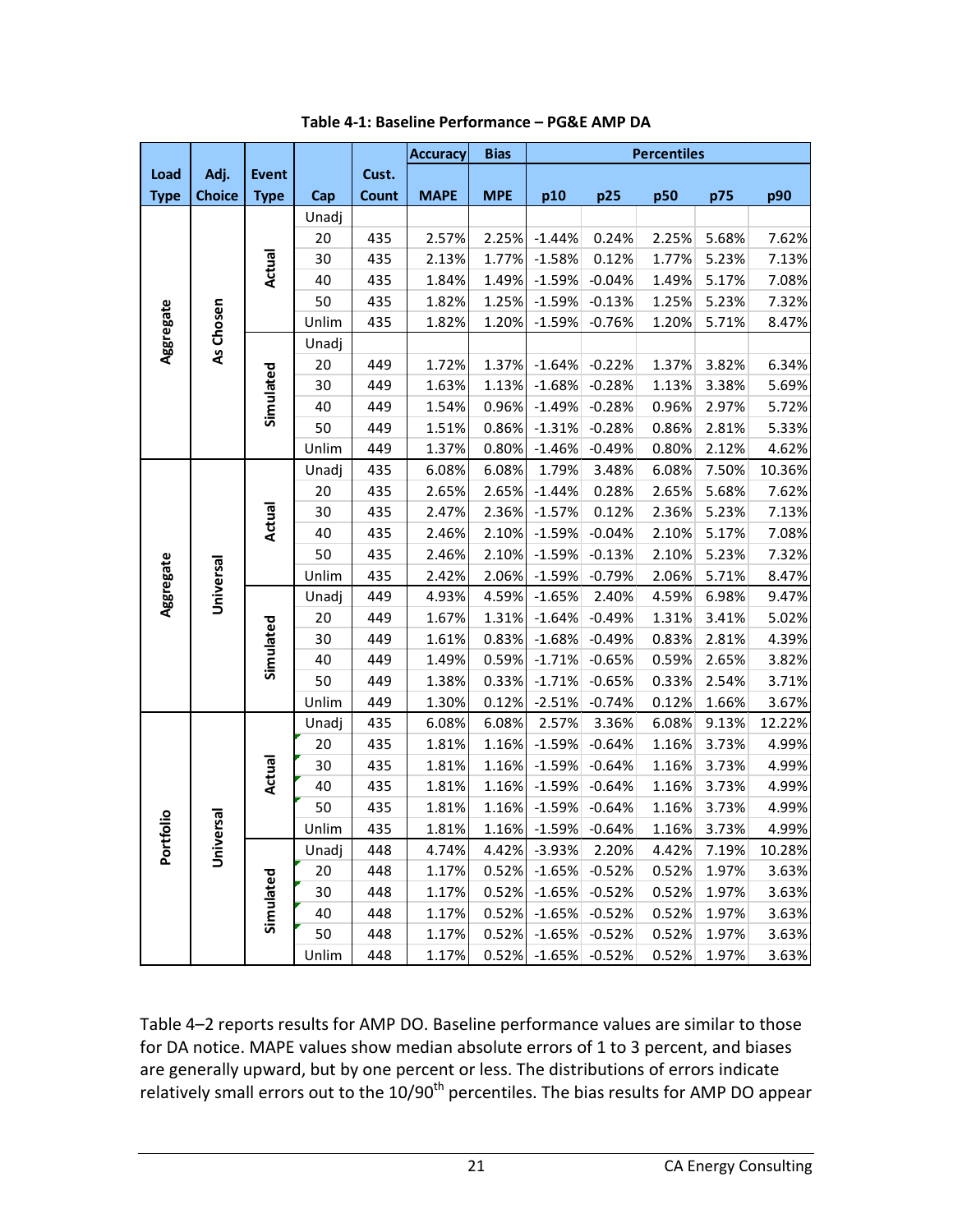**Table 4-1: Baseline Performance – PG&E AMP DA**

| Load Type | Adj. Choice | Event Type | Cap | Cust. Count | Accuracy MAPE | Bias MPE | Percentiles p10 | p25 | p50 | p75 | p90 |
|---|---|---|---|---|---|---|---|---|---|---|---|
| Aggregate | As Chosen | Actual | Unadj | | | | | | | | |
| | | | 20 | 435 | 2.57% | 2.25% | -1.44% | 0.24% | 2.25% | 5.68% | 7.62% |
| | | | 30 | 435 | 2.13% | 1.77% | -1.58% | 0.12% | 1.77% | 5.23% | 7.13% |
| | | | 40 | 435 | 1.84% | 1.49% | -1.59% | -0.04% | 1.49% | 5.17% | 7.08% |
| | | | 50 | 435 | 1.82% | 1.25% | -1.59% | -0.13% | 1.25% | 5.23% | 7.32% |
| | | | Unlim | 435 | 1.82% | 1.20% | -1.59% | -0.76% | 1.20% | 5.71% | 8.47% |
| | | Simulated | Unadj | | | | | | | | |
| | | | 20 | 449 | 1.72% | 1.37% | -1.64% | -0.22% | 1.37% | 3.82% | 6.34% |
| | | | 30 | 449 | 1.63% | 1.13% | -1.68% | -0.28% | 1.13% | 3.38% | 5.69% |
| | | | 40 | 449 | 1.54% | 0.96% | -1.49% | -0.28% | 0.96% | 2.97% | 5.72% |
| | | | 50 | 449 | 1.51% | 0.86% | -1.31% | -0.28% | 0.86% | 2.81% | 5.33% |
| | | | Unlim | 449 | 1.37% | 0.80% | -1.46% | -0.49% | 0.80% | 2.12% | 4.62% |
| Aggregate | Universal | Actual | Unadj | 435 | 6.08% | 6.08% | 1.79% | 3.48% | 6.08% | 7.50% | 10.36% |
| | | | 20 | 435 | 2.65% | 2.65% | -1.44% | 0.28% | 2.65% | 5.68% | 7.62% |
| | | | 30 | 435 | 2.47% | 2.36% | -1.57% | 0.12% | 2.36% | 5.23% | 7.13% |
| | | | 40 | 435 | 2.46% | 2.10% | -1.59% | -0.04% | 2.10% | 5.17% | 7.08% |
| | | | 50 | 435 | 2.46% | 2.10% | -1.59% | -0.13% | 2.10% | 5.23% | 7.32% |
| | | | Unlim | 435 | 2.42% | 2.06% | -1.59% | -0.79% | 2.06% | 5.71% | 8.47% |
| | | Simulated | Unadj | 449 | 4.93% | 4.59% | -1.65% | 2.40% | 4.59% | 6.98% | 9.47% |
| | | | 20 | 449 | 1.67% | 1.31% | -1.64% | -0.49% | 1.31% | 3.41% | 5.02% |
| | | | 30 | 449 | 1.61% | 0.83% | -1.68% | -0.49% | 0.83% | 2.81% | 4.39% |
| | | | 40 | 449 | 1.49% | 0.59% | -1.71% | -0.65% | 0.59% | 2.65% | 3.82% |
| | | | 50 | 449 | 1.38% | 0.33% | -1.71% | -0.65% | 0.33% | 2.54% | 3.71% |
| | | | Unlim | 449 | 1.30% | 0.12% | -2.51% | -0.74% | 0.12% | 1.66% | 3.67% |
| Portfolio | Universal | Actual | Unadj | 435 | 6.08% | 6.08% | 2.57% | 3.36% | 6.08% | 9.13% | 12.22% |
| | | | 20 | 435 | 1.81% | 1.16% | -1.59% | -0.64% | 1.16% | 3.73% | 4.99% |
| | | | 30 | 435 | 1.81% | 1.16% | -1.59% | -0.64% | 1.16% | 3.73% | 4.99% |
| | | | 40 | 435 | 1.81% | 1.16% | -1.59% | -0.64% | 1.16% | 3.73% | 4.99% |
| | | | 50 | 435 | 1.81% | 1.16% | -1.59% | -0.64% | 1.16% | 3.73% | 4.99% |
| | | | Unlim | 435 | 1.81% | 1.16% | -1.59% | -0.64% | 1.16% | 3.73% | 4.99% |
| | | Simulated | Unadj | 448 | 4.74% | 4.42% | -3.93% | 2.20% | 4.42% | 7.19% | 10.28% |
| | | | 20 | 448 | 1.17% | 0.52% | -1.65% | -0.52% | 0.52% | 1.97% | 3.63% |
| | | | 30 | 448 | 1.17% | 0.52% | -1.65% | -0.52% | 0.52% | 1.97% | 3.63% |
| | | | 40 | 448 | 1.17% | 0.52% | -1.65% | -0.52% | 0.52% | 1.97% | 3.63% |
| | | | 50 | 448 | 1.17% | 0.52% | -1.65% | -0.52% | 0.52% | 1.97% | 3.63% |
| | | | Unlim | 448 | 1.17% | 0.52% | -1.65% | -0.52% | 0.52% | 1.97% | 3.63% |

Table 4–2 reports results for AMP DO. Baseline performance values are similar to those for DA notice. MAPE values show median absolute errors of 1 to 3 percent, and biases are generally upward, but by one percent or less. The distributions of errors indicate relatively small errors out to the 10/90$^{th}$ percentiles. The bias results for AMP DO appear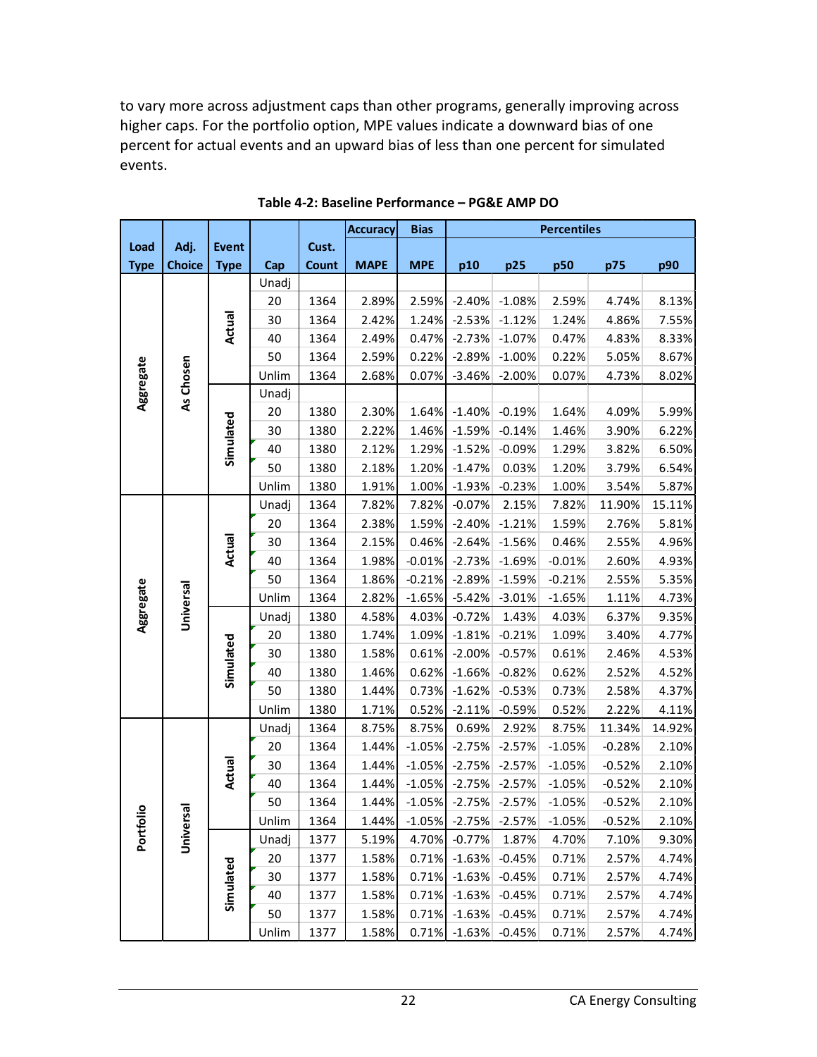to vary more across adjustment caps than other programs, generally improving across higher caps. For the portfolio option, MPE values indicate a downward bias of one percent for actual events and an upward bias of less than one percent for simulated events.

**Table 4-2: Baseline Performance – PG&E AMP DO**

| Load Type | Adj. Choice | Event Type | Cap | Cust. Count | Accuracy MAPE | Bias MPE | Percentiles p10 | p25 | p50 | p75 | p90 |
|---|---|---|---|---|---|---|---|---|---|---|---|
| Aggregate | As Chosen | Actual | Unadj | | | | | | | | |
| | | | 20 | 1364 | 2.89% | 2.59% | -2.40% | -1.08% | 2.59% | 4.74% | 8.13% |
| | | | 30 | 1364 | 2.42% | 1.24% | -2.53% | -1.12% | 1.24% | 4.86% | 7.55% |
| | | | 40 | 1364 | 2.49% | 0.47% | -2.73% | -1.07% | 0.47% | 4.83% | 8.33% |
| | | | 50 | 1364 | 2.59% | 0.22% | -2.89% | -1.00% | 0.22% | 5.05% | 8.67% |
| | | | Unlim | 1364 | 2.68% | 0.07% | -3.46% | -2.00% | 0.07% | 4.73% | 8.02% |
| | | Simulated | Unadj | | | | | | | | |
| | | | 20 | 1380 | 2.30% | 1.64% | -1.40% | -0.19% | 1.64% | 4.09% | 5.99% |
| | | | 30 | 1380 | 2.22% | 1.46% | -1.59% | -0.14% | 1.46% | 3.90% | 6.22% |
| | | | 40 | 1380 | 2.12% | 1.29% | -1.52% | -0.09% | 1.29% | 3.82% | 6.50% |
| | | | 50 | 1380 | 2.18% | 1.20% | -1.47% | 0.03% | 1.20% | 3.79% | 6.54% |
| | | | Unlim | 1380 | 1.91% | 1.00% | -1.93% | -0.23% | 1.00% | 3.54% | 5.87% |
| Aggregate | Universal | Actual | Unadj | 1364 | 7.82% | 7.82% | -0.07% | 2.15% | 7.82% | 11.90% | 15.11% |
| | | | 20 | 1364 | 2.38% | 1.59% | -2.40% | -1.21% | 1.59% | 2.76% | 5.81% |
| | | | 30 | 1364 | 2.15% | 0.46% | -2.64% | -1.56% | 0.46% | 2.55% | 4.96% |
| | | | 40 | 1364 | 1.98% | -0.01% | -2.73% | -1.69% | -0.01% | 2.60% | 4.93% |
| | | | 50 | 1364 | 1.86% | -0.21% | -2.89% | -1.59% | -0.21% | 2.55% | 5.35% |
| | | | Unlim | 1364 | 2.82% | -1.65% | -5.42% | -3.01% | -1.65% | 1.11% | 4.73% |
| | | Simulated | Unadj | 1380 | 4.58% | 4.03% | -0.72% | 1.43% | 4.03% | 6.37% | 9.35% |
| | | | 20 | 1380 | 1.74% | 1.09% | -1.81% | -0.21% | 1.09% | 3.40% | 4.77% |
| | | | 30 | 1380 | 1.58% | 0.61% | -2.00% | -0.57% | 0.61% | 2.46% | 4.53% |
| | | | 40 | 1380 | 1.46% | 0.62% | -1.66% | -0.82% | 0.62% | 2.52% | 4.52% |
| | | | 50 | 1380 | 1.44% | 0.73% | -1.62% | -0.53% | 0.73% | 2.58% | 4.37% |
| | | | Unlim | 1380 | 1.71% | 0.52% | -2.11% | -0.59% | 0.52% | 2.22% | 4.11% |
| Portfolio | Universal | Actual | Unadj | 1364 | 8.75% | 8.75% | 0.69% | 2.92% | 8.75% | 11.34% | 14.92% |
| | | | 20 | 1364 | 1.44% | -1.05% | -2.75% | -2.57% | -1.05% | -0.28% | 2.10% |
| | | | 30 | 1364 | 1.44% | -1.05% | -2.75% | -2.57% | -1.05% | -0.52% | 2.10% |
| | | | 40 | 1364 | 1.44% | -1.05% | -2.75% | -2.57% | -1.05% | -0.52% | 2.10% |
| | | | 50 | 1364 | 1.44% | -1.05% | -2.75% | -2.57% | -1.05% | -0.52% | 2.10% |
| | | | Unlim | 1364 | 1.44% | -1.05% | -2.75% | -2.57% | -1.05% | -0.52% | 2.10% |
| | | Simulated | Unadj | 1377 | 5.19% | 4.70% | -0.77% | 1.87% | 4.70% | 7.10% | 9.30% |
| | | | 20 | 1377 | 1.58% | 0.71% | -1.63% | -0.45% | 0.71% | 2.57% | 4.74% |
| | | | 30 | 1377 | 1.58% | 0.71% | -1.63% | -0.45% | 0.71% | 2.57% | 4.74% |
| | | | 40 | 1377 | 1.58% | 0.71% | -1.63% | -0.45% | 0.71% | 2.57% | 4.74% |
| | | | 50 | 1377 | 1.58% | 0.71% | -1.63% | -0.45% | 0.71% | 2.57% | 4.74% |
| | | | Unlim | 1377 | 1.58% | 0.71% | -1.63% | -0.45% | 0.71% | 2.57% | 4.74% |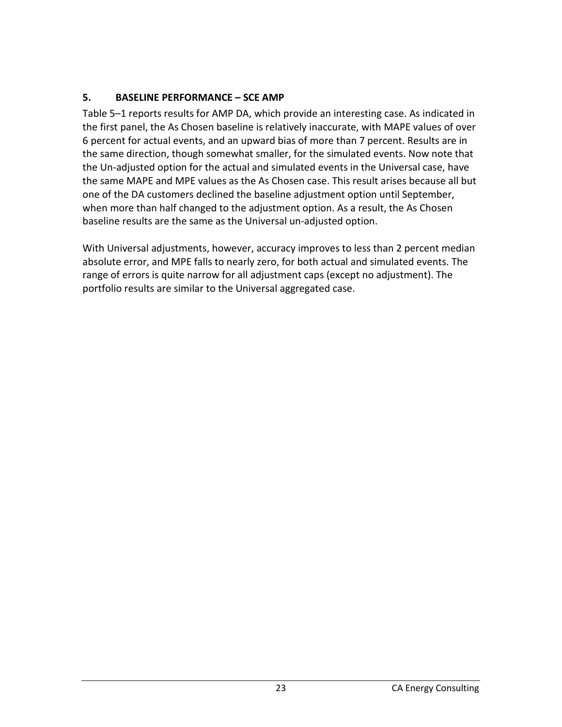## 5. BASELINE PERFORMANCE – SCE AMP

Table 5–1 reports results for AMP DA, which provide an interesting case. As indicated in the first panel, the As Chosen baseline is relatively inaccurate, with MAPE values of over 6 percent for actual events, and an upward bias of more than 7 percent. Results are in the same direction, though somewhat smaller, for the simulated events. Now note that the Un-adjusted option for the actual and simulated events in the Universal case, have the same MAPE and MPE values as the As Chosen case. This result arises because all but one of the DA customers declined the baseline adjustment option until September, when more than half changed to the adjustment option. As a result, the As Chosen baseline results are the same as the Universal un-adjusted option.

With Universal adjustments, however, accuracy improves to less than 2 percent median absolute error, and MPE falls to nearly zero, for both actual and simulated events. The range of errors is quite narrow for all adjustment caps (except no adjustment). The portfolio results are similar to the Universal aggregated case.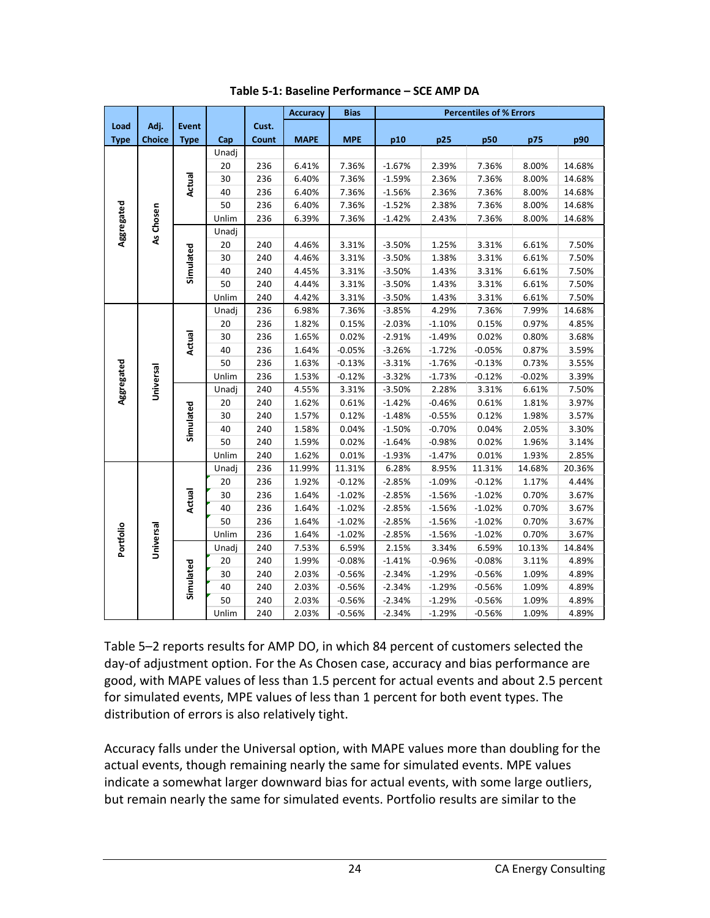**Table 5-1: Baseline Performance – SCE AMP DA**

| Load Type | Adj. Choice | Event Type | Cap | Cust. Count | Accuracy MAPE | Bias MPE | p10 | p25 | p50 | p75 | p90 |
|---|---|---|---|---|---|---|---|---|---|---|---|
| | | | | | | | Percentiles of % Errors | | | | |
| Aggregated | As Chosen | Actual | Unadj | | | | | | | | |
| | | | 20 | 236 | 6.41% | 7.36% | -1.67% | 2.39% | 7.36% | 8.00% | 14.68% |
| | | | 30 | 236 | 6.40% | 7.36% | -1.59% | 2.36% | 7.36% | 8.00% | 14.68% |
| | | | 40 | 236 | 6.40% | 7.36% | -1.56% | 2.36% | 7.36% | 8.00% | 14.68% |
| | | | 50 | 236 | 6.40% | 7.36% | -1.52% | 2.38% | 7.36% | 8.00% | 14.68% |
| | | | Unlim | 236 | 6.39% | 7.36% | -1.42% | 2.43% | 7.36% | 8.00% | 14.68% |
| | | Simulated | Unadj | | | | | | | | |
| | | | 20 | 240 | 4.46% | 3.31% | -3.50% | 1.25% | 3.31% | 6.61% | 7.50% |
| | | | 30 | 240 | 4.46% | 3.31% | -3.50% | 1.38% | 3.31% | 6.61% | 7.50% |
| | | | 40 | 240 | 4.45% | 3.31% | -3.50% | 1.43% | 3.31% | 6.61% | 7.50% |
| | | | 50 | 240 | 4.44% | 3.31% | -3.50% | 1.43% | 3.31% | 6.61% | 7.50% |
| | | | Unlim | 240 | 4.42% | 3.31% | -3.50% | 1.43% | 3.31% | 6.61% | 7.50% |
| Aggregated | Universal | Actual | Unadj | 236 | 6.98% | 7.36% | -3.85% | 4.29% | 7.36% | 7.99% | 14.68% |
| | | | 20 | 236 | 1.82% | 0.15% | -2.03% | -1.10% | 0.15% | 0.97% | 4.85% |
| | | | 30 | 236 | 1.65% | 0.02% | -2.91% | -1.49% | 0.02% | 0.80% | 3.68% |
| | | | 40 | 236 | 1.64% | -0.05% | -3.26% | -1.72% | -0.05% | 0.87% | 3.59% |
| | | | 50 | 236 | 1.63% | -0.13% | -3.31% | -1.76% | -0.13% | 0.73% | 3.55% |
| | | | Unlim | 236 | 1.53% | -0.12% | -3.32% | -1.73% | -0.12% | -0.02% | 3.39% |
| | | Simulated | Unadj | 240 | 4.55% | 3.31% | -3.50% | 2.28% | 3.31% | 6.61% | 7.50% |
| | | | 20 | 240 | 1.62% | 0.61% | -1.42% | -0.46% | 0.61% | 1.81% | 3.97% |
| | | | 30 | 240 | 1.57% | 0.12% | -1.48% | -0.55% | 0.12% | 1.98% | 3.57% |
| | | | 40 | 240 | 1.58% | 0.04% | -1.50% | -0.70% | 0.04% | 2.05% | 3.30% |
| | | | 50 | 240 | 1.59% | 0.02% | -1.64% | -0.98% | 0.02% | 1.96% | 3.14% |
| | | | Unlim | 240 | 1.62% | 0.01% | -1.93% | -1.47% | 0.01% | 1.93% | 2.85% |
| Portfolio | Universal | Actual | Unadj | 236 | 11.99% | 11.31% | 6.28% | 8.95% | 11.31% | 14.68% | 20.36% |
| | | | 20 | 236 | 1.92% | -0.12% | -2.85% | -1.09% | -0.12% | 1.17% | 4.44% |
| | | | 30 | 236 | 1.64% | -1.02% | -2.85% | -1.56% | -1.02% | 0.70% | 3.67% |
| | | | 40 | 236 | 1.64% | -1.02% | -2.85% | -1.56% | -1.02% | 0.70% | 3.67% |
| | | | 50 | 236 | 1.64% | -1.02% | -2.85% | -1.56% | -1.02% | 0.70% | 3.67% |
| | | | Unlim | 236 | 1.64% | -1.02% | -2.85% | -1.56% | -1.02% | 0.70% | 3.67% |
| | | Simulated | Unadj | 240 | 7.53% | 6.59% | 2.15% | 3.34% | 6.59% | 10.13% | 14.84% |
| | | | 20 | 240 | 1.99% | -0.08% | -1.41% | -0.96% | -0.08% | 3.11% | 4.89% |
| | | | 30 | 240 | 2.03% | -0.56% | -2.34% | -1.29% | -0.56% | 1.09% | 4.89% |
| | | | 40 | 240 | 2.03% | -0.56% | -2.34% | -1.29% | -0.56% | 1.09% | 4.89% |
| | | | 50 | 240 | 2.03% | -0.56% | -2.34% | -1.29% | -0.56% | 1.09% | 4.89% |
| | | | Unlim | 240 | 2.03% | -0.56% | -2.34% | -1.29% | -0.56% | 1.09% | 4.89% |

Table 5–2 reports results for AMP DO, in which 84 percent of customers selected the day-of adjustment option. For the As Chosen case, accuracy and bias performance are good, with MAPE values of less than 1.5 percent for actual events and about 2.5 percent for simulated events, MPE values of less than 1 percent for both event types. The distribution of errors is also relatively tight.

Accuracy falls under the Universal option, with MAPE values more than doubling for the actual events, though remaining nearly the same for simulated events. MPE values indicate a somewhat larger downward bias for actual events, with some large outliers, but remain nearly the same for simulated events. Portfolio results are similar to the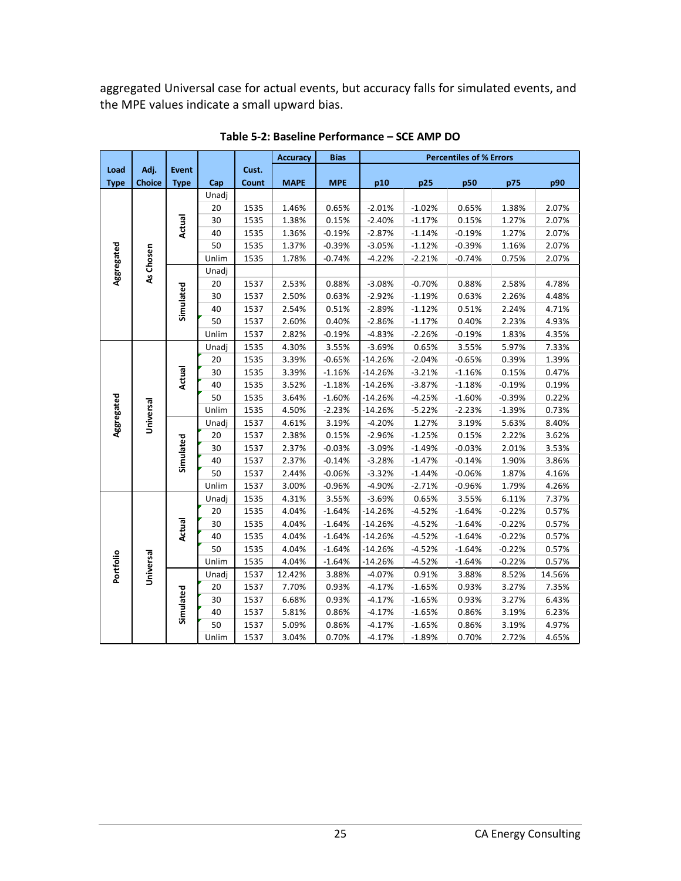aggregated Universal case for actual events, but accuracy falls for simulated events, and the MPE values indicate a small upward bias.

**Table 5-2: Baseline Performance – SCE AMP DO**

| Load Type | Adj. Choice | Event Type | Cap | Cust. Count | Accuracy MAPE | Bias MPE | Percentiles of % Errors p10 | p25 | p50 | p75 | p90 |
|---|---|---|---|---|---|---|---|---|---|---|---|
| Aggregated | As Chosen | Actual | Unadj | | | | | | | | |
| | | | 20 | 1535 | 1.46% | 0.65% | -2.01% | -1.02% | 0.65% | 1.38% | 2.07% |
| | | | 30 | 1535 | 1.38% | 0.15% | -2.40% | -1.17% | 0.15% | 1.27% | 2.07% |
| | | | 40 | 1535 | 1.36% | -0.19% | -2.87% | -1.14% | -0.19% | 1.27% | 2.07% |
| | | | 50 | 1535 | 1.37% | -0.39% | -3.05% | -1.12% | -0.39% | 1.16% | 2.07% |
| | | | Unlim | 1535 | 1.78% | -0.74% | -4.22% | -2.21% | -0.74% | 0.75% | 2.07% |
| | | Simulated | Unadj | | | | | | | | |
| | | | 20 | 1537 | 2.53% | 0.88% | -3.08% | -0.70% | 0.88% | 2.58% | 4.78% |
| | | | 30 | 1537 | 2.50% | 0.63% | -2.92% | -1.19% | 0.63% | 2.26% | 4.48% |
| | | | 40 | 1537 | 2.54% | 0.51% | -2.89% | -1.12% | 0.51% | 2.24% | 4.71% |
| | | | 50 | 1537 | 2.60% | 0.40% | -2.86% | -1.17% | 0.40% | 2.23% | 4.93% |
| | | | Unlim | 1537 | 2.82% | -0.19% | -4.83% | -2.26% | -0.19% | 1.83% | 4.35% |
| Aggregated | Universal | Actual | Unadj | 1535 | 4.30% | 3.55% | -3.69% | 0.65% | 3.55% | 5.97% | 7.33% |
| | | | 20 | 1535 | 3.39% | -0.65% | -14.26% | -2.04% | -0.65% | 0.39% | 1.39% |
| | | | 30 | 1535 | 3.39% | -1.16% | -14.26% | -3.21% | -1.16% | 0.15% | 0.47% |
| | | | 40 | 1535 | 3.52% | -1.18% | -14.26% | -3.87% | -1.18% | -0.19% | 0.19% |
| | | | 50 | 1535 | 3.64% | -1.60% | -14.26% | -4.25% | -1.60% | -0.39% | 0.22% |
| | | | Unlim | 1535 | 4.50% | -2.23% | -14.26% | -5.22% | -2.23% | -1.39% | 0.73% |
| | | Simulated | Unadj | 1537 | 4.61% | 3.19% | -4.20% | 1.27% | 3.19% | 5.63% | 8.40% |
| | | | 20 | 1537 | 2.38% | 0.15% | -2.96% | -1.25% | 0.15% | 2.22% | 3.62% |
| | | | 30 | 1537 | 2.37% | -0.03% | -3.09% | -1.49% | -0.03% | 2.01% | 3.53% |
| | | | 40 | 1537 | 2.37% | -0.14% | -3.28% | -1.47% | -0.14% | 1.90% | 3.86% |
| | | | 50 | 1537 | 2.44% | -0.06% | -3.32% | -1.44% | -0.06% | 1.87% | 4.16% |
| | | | Unlim | 1537 | 3.00% | -0.96% | -4.90% | -2.71% | -0.96% | 1.79% | 4.26% |
| Portfolio | Universal | Actual | Unadj | 1535 | 4.31% | 3.55% | -3.69% | 0.65% | 3.55% | 6.11% | 7.37% |
| | | | 20 | 1535 | 4.04% | -1.64% | -14.26% | -4.52% | -1.64% | -0.22% | 0.57% |
| | | | 30 | 1535 | 4.04% | -1.64% | -14.26% | -4.52% | -1.64% | -0.22% | 0.57% |
| | | | 40 | 1535 | 4.04% | -1.64% | -14.26% | -4.52% | -1.64% | -0.22% | 0.57% |
| | | | 50 | 1535 | 4.04% | -1.64% | -14.26% | -4.52% | -1.64% | -0.22% | 0.57% |
| | | | Unlim | 1535 | 4.04% | -1.64% | -14.26% | -4.52% | -1.64% | -0.22% | 0.57% |
| | | Simulated | Unadj | 1537 | 12.42% | 3.88% | -4.07% | 0.91% | 3.88% | 8.52% | 14.56% |
| | | | 20 | 1537 | 7.70% | 0.93% | -4.17% | -1.65% | 0.93% | 3.27% | 7.35% |
| | | | 30 | 1537 | 6.68% | 0.93% | -4.17% | -1.65% | 0.93% | 3.27% | 6.43% |
| | | | 40 | 1537 | 5.81% | 0.86% | -4.17% | -1.65% | 0.86% | 3.19% | 6.23% |
| | | | 50 | 1537 | 5.09% | 0.86% | -4.17% | -1.65% | 0.86% | 3.19% | 4.97% |
| | | | Unlim | 1537 | 3.04% | 0.70% | -4.17% | -1.89% | 0.70% | 2.72% | 4.65% |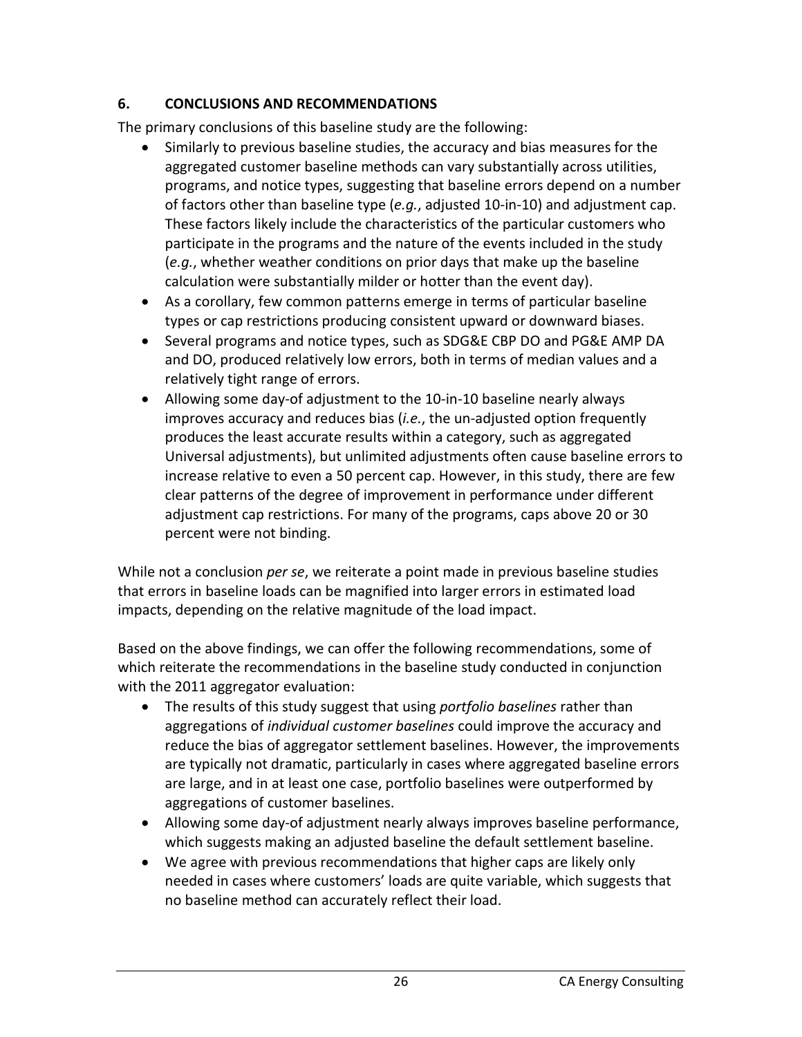## 6. CONCLUSIONS AND RECOMMENDATIONS

The primary conclusions of this baseline study are the following:

- Similarly to previous baseline studies, the accuracy and bias measures for the aggregated customer baseline methods can vary substantially across utilities, programs, and notice types, suggesting that baseline errors depend on a number of factors other than baseline type (*e.g.*, adjusted 10-in-10) and adjustment cap. These factors likely include the characteristics of the particular customers who participate in the programs and the nature of the events included in the study (*e.g.*, whether weather conditions on prior days that make up the baseline calculation were substantially milder or hotter than the event day).
- As a corollary, few common patterns emerge in terms of particular baseline types or cap restrictions producing consistent upward or downward biases.
- Several programs and notice types, such as SDG&E CBP DO and PG&E AMP DA and DO, produced relatively low errors, both in terms of median values and a relatively tight range of errors.
- Allowing some day-of adjustment to the 10-in-10 baseline nearly always improves accuracy and reduces bias (*i.e.*, the un-adjusted option frequently produces the least accurate results within a category, such as aggregated Universal adjustments), but unlimited adjustments often cause baseline errors to increase relative to even a 50 percent cap. However, in this study, there are few clear patterns of the degree of improvement in performance under different adjustment cap restrictions. For many of the programs, caps above 20 or 30 percent were not binding.

While not a conclusion *per se*, we reiterate a point made in previous baseline studies that errors in baseline loads can be magnified into larger errors in estimated load impacts, depending on the relative magnitude of the load impact.

Based on the above findings, we can offer the following recommendations, some of which reiterate the recommendations in the baseline study conducted in conjunction with the 2011 aggregator evaluation:

- The results of this study suggest that using *portfolio baselines* rather than aggregations of *individual customer baselines* could improve the accuracy and reduce the bias of aggregator settlement baselines. However, the improvements are typically not dramatic, particularly in cases where aggregated baseline errors are large, and in at least one case, portfolio baselines were outperformed by aggregations of customer baselines.
- Allowing some day-of adjustment nearly always improves baseline performance, which suggests making an adjusted baseline the default settlement baseline.
- We agree with previous recommendations that higher caps are likely only needed in cases where customers' loads are quite variable, which suggests that no baseline method can accurately reflect their load.